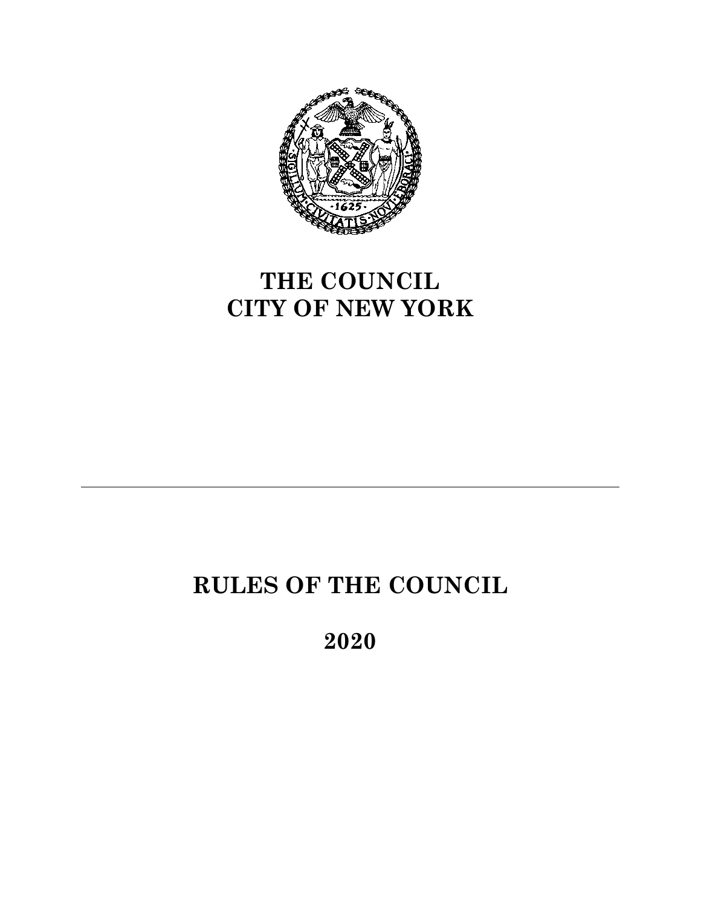# THE COUNCIL
# CITY OF NEW YORK

---

# RULES OF THE COUNCIL

## 2020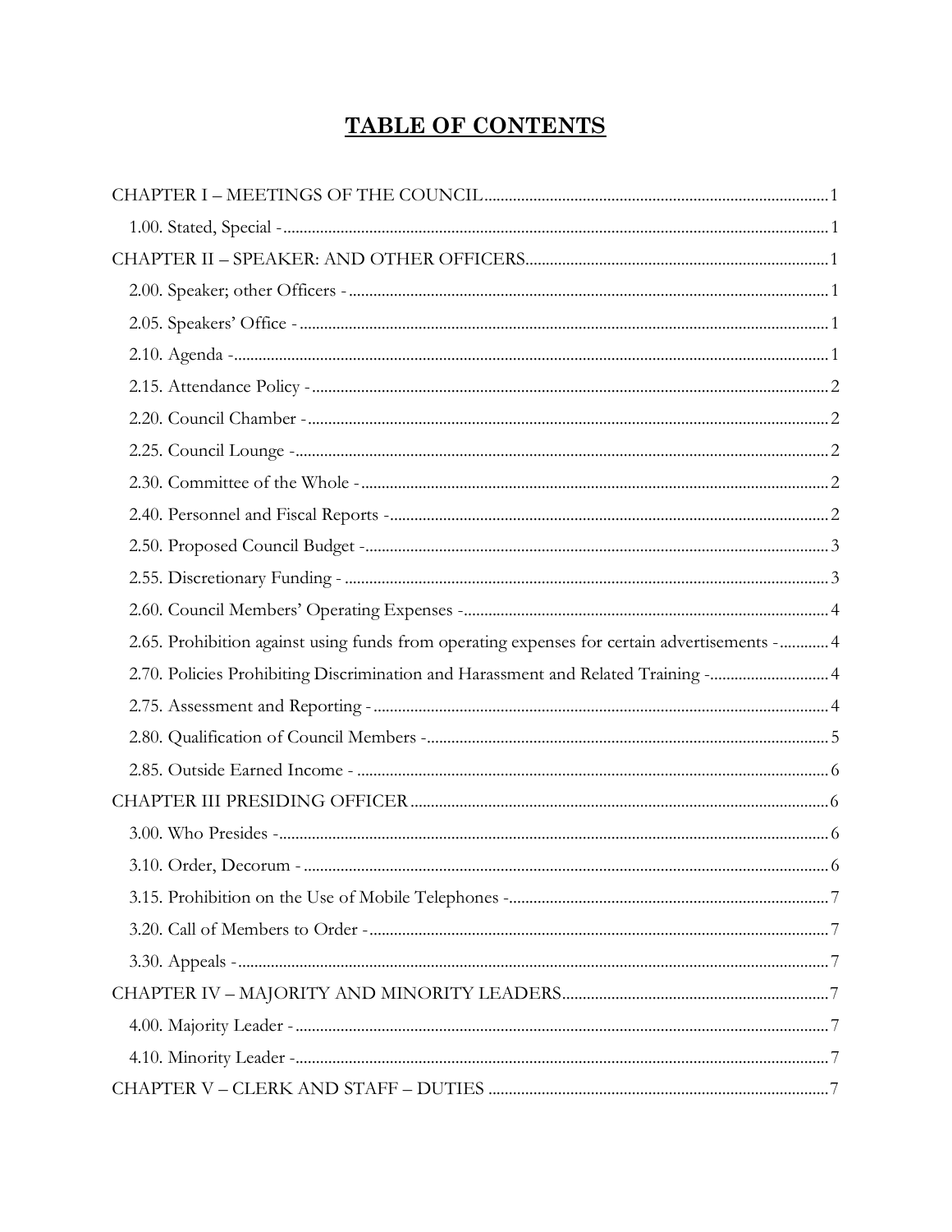# TABLE OF CONTENTS

CHAPTER I – MEETINGS OF THE COUNCIL ........................................................................ 1

- 1.00. Stated, Special - ........................................................................ 1

CHAPTER II – SPEAKER: AND OTHER OFFICERS ........................................................................ 1

- 2.00. Speaker; other Officers - ........................................................................ 1
- 2.05. Speakers' Office - ........................................................................ 1
- 2.10. Agenda - ........................................................................ 1
- 2.15. Attendance Policy - ........................................................................ 2
- 2.20. Council Chamber - ........................................................................ 2
- 2.25. Council Lounge - ........................................................................ 2
- 2.30. Committee of the Whole - ........................................................................ 2
- 2.40. Personnel and Fiscal Reports - ........................................................................ 2
- 2.50. Proposed Council Budget - ........................................................................ 3
- 2.55. Discretionary Funding - ........................................................................ 3
- 2.60. Council Members' Operating Expenses - ........................................................................ 4
- 2.65. Prohibition against using funds from operating expenses for certain advertisements - ............ 4
- 2.70. Policies Prohibiting Discrimination and Harassment and Related Training - ............ 4
- 2.75. Assessment and Reporting - ........................................................................ 4
- 2.80. Qualification of Council Members - ........................................................................ 5
- 2.85. Outside Earned Income - ........................................................................ 6

CHAPTER III PRESIDING OFFICER ........................................................................ 6

- 3.00. Who Presides - ........................................................................ 6
- 3.10. Order, Decorum - ........................................................................ 6
- 3.15. Prohibition on the Use of Mobile Telephones - ........................................................................ 7
- 3.20. Call of Members to Order - ........................................................................ 7
- 3.30. Appeals - ........................................................................ 7

CHAPTER IV – MAJORITY AND MINORITY LEADERS ........................................................................ 7

- 4.00. Majority Leader - ........................................................................ 7
- 4.10. Minority Leader - ........................................................................ 7

CHAPTER V – CLERK AND STAFF – DUTIES ........................................................................ 7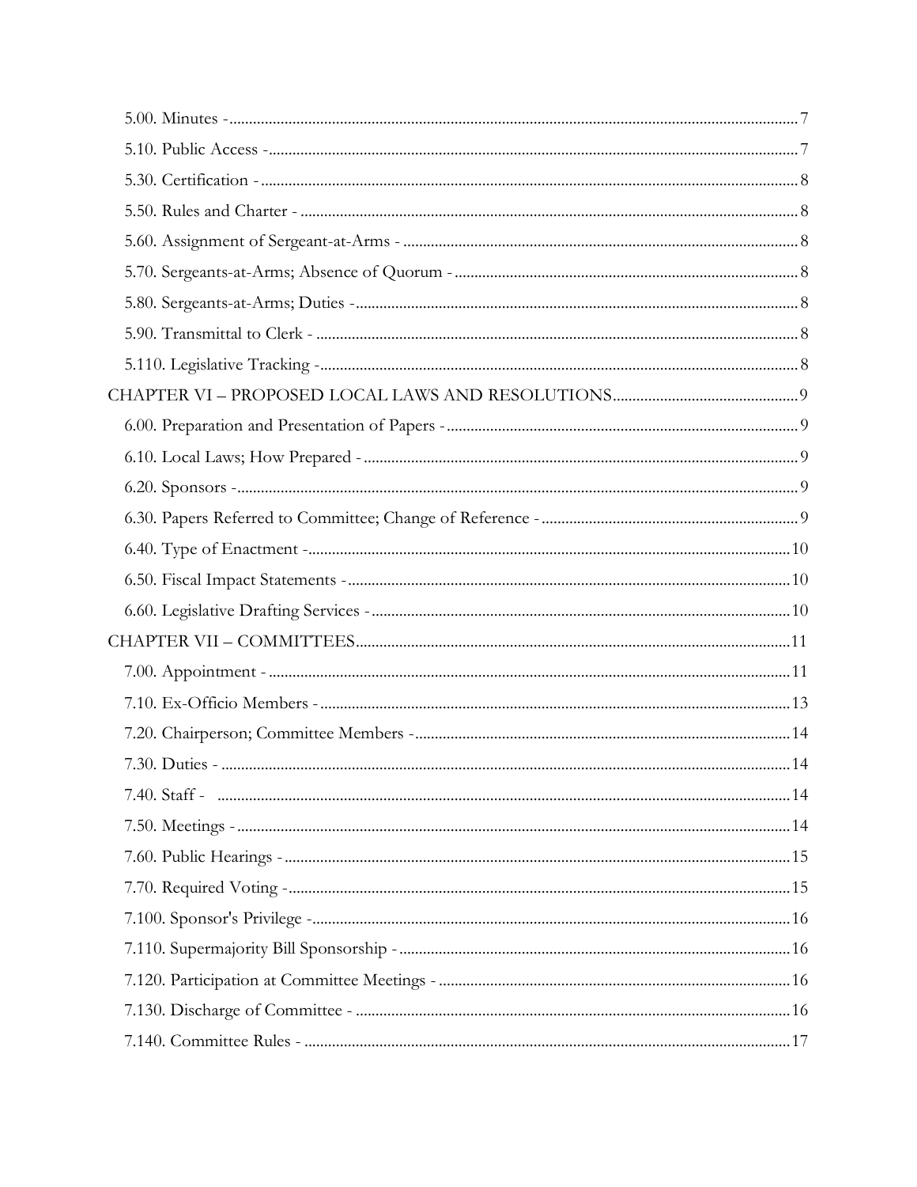5.00. Minutes - 7

5.10. Public Access - 7

5.30. Certification - 8

5.50. Rules and Charter - 8

5.60. Assignment of Sergeant-at-Arms - 8

5.70. Sergeants-at-Arms; Absence of Quorum - 8

5.80. Sergeants-at-Arms; Duties - 8

5.90. Transmittal to Clerk - 8

5.110. Legislative Tracking - 8

CHAPTER VI – PROPOSED LOCAL LAWS AND RESOLUTIONS 9

6.00. Preparation and Presentation of Papers - 9

6.10. Local Laws; How Prepared - 9

6.20. Sponsors - 9

6.30. Papers Referred to Committee; Change of Reference - 9

6.40. Type of Enactment - 10

6.50. Fiscal Impact Statements - 10

6.60. Legislative Drafting Services - 10

CHAPTER VII – COMMITTEES 11

7.00. Appointment - 11

7.10. Ex-Officio Members - 13

7.20. Chairperson; Committee Members - 14

7.30. Duties - 14

7.40. Staff - 14

7.50. Meetings - 14

7.60. Public Hearings - 15

7.70. Required Voting - 15

7.100. Sponsor's Privilege - 16

7.110. Supermajority Bill Sponsorship - 16

7.120. Participation at Committee Meetings - 16

7.130. Discharge of Committee - 16

7.140. Committee Rules - 17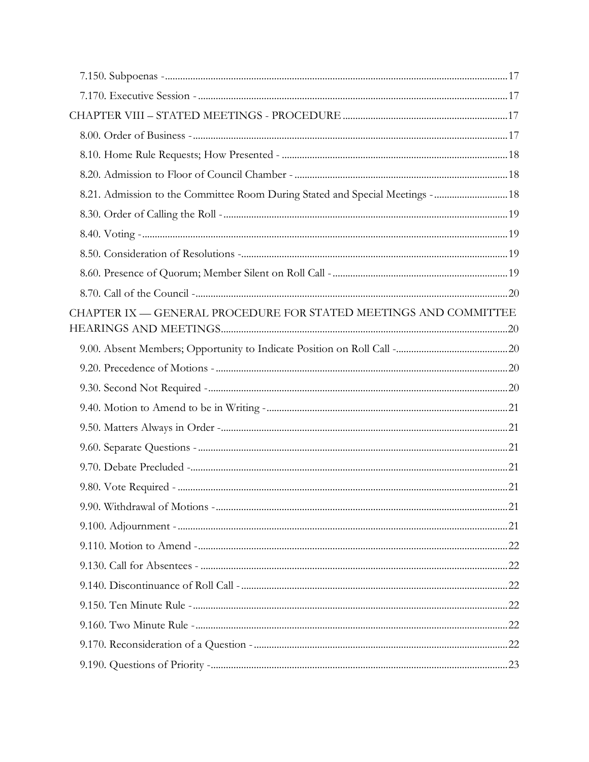7.150. Subpoenas - 17

7.170. Executive Session - 17

CHAPTER VIII – STATED MEETINGS - PROCEDURE 17

8.00. Order of Business - 17

8.10. Home Rule Requests; How Presented - 18

8.20. Admission to Floor of Council Chamber - 18

8.21. Admission to the Committee Room During Stated and Special Meetings - 18

8.30. Order of Calling the Roll - 19

8.40. Voting - 19

8.50. Consideration of Resolutions - 19

8.60. Presence of Quorum; Member Silent on Roll Call - 19

8.70. Call of the Council - 20

CHAPTER IX — GENERAL PROCEDURE FOR STATED MEETINGS AND COMMITTEE HEARINGS AND MEETINGS 20

9.00. Absent Members; Opportunity to Indicate Position on Roll Call - 20

9.20. Precedence of Motions - 20

9.30. Second Not Required - 20

9.40. Motion to Amend to be in Writing - 21

9.50. Matters Always in Order - 21

9.60. Separate Questions - 21

9.70. Debate Precluded - 21

9.80. Vote Required - 21

9.90. Withdrawal of Motions - 21

9.100. Adjournment - 21

9.110. Motion to Amend - 22

9.130. Call for Absentees - 22

9.140. Discontinuance of Roll Call - 22

9.150. Ten Minute Rule - 22

9.160. Two Minute Rule - 22

9.170. Reconsideration of a Question - 22

9.190. Questions of Priority - 23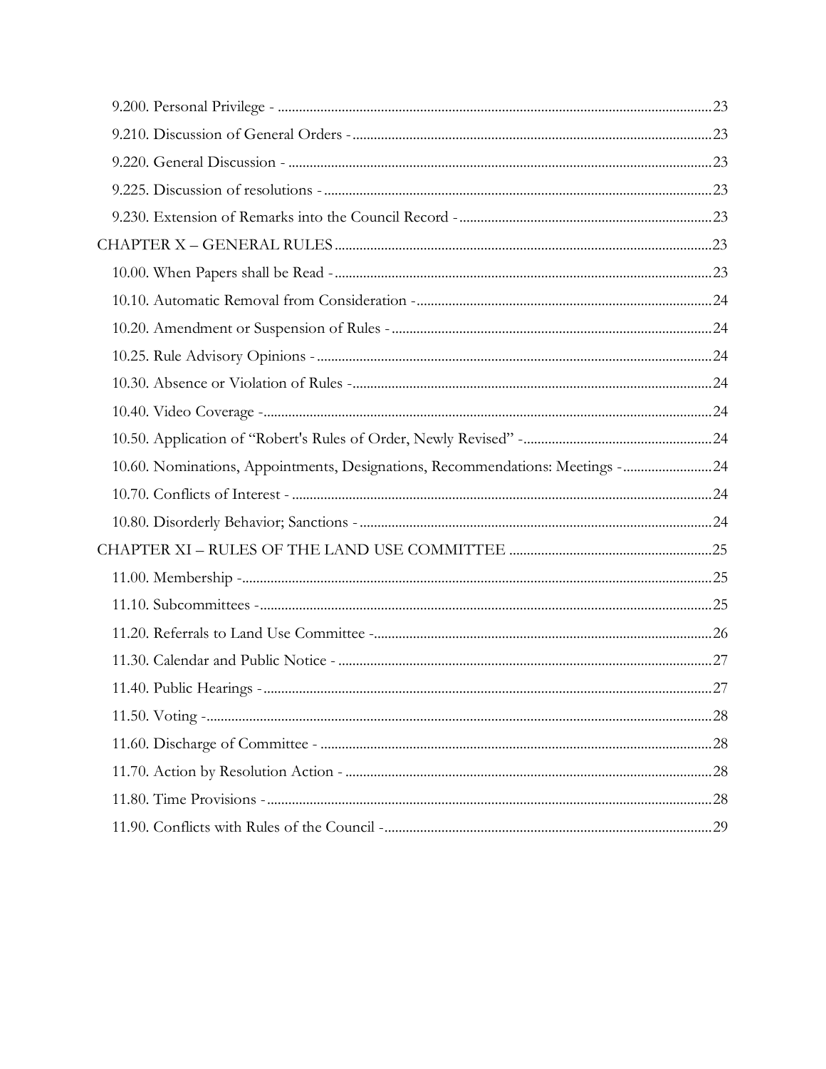9.200. Personal Privilege - ........................................................................................................23
9.210. Discussion of General Orders - ..............................................................................................23
9.220. General Discussion - ..............................................................................................................23
9.225. Discussion of resolutions - .....................................................................................................23
9.230. Extension of Remarks into the Council Record - ...................................................................23

CHAPTER X – GENERAL RULES ..........................................................................................23

10.00. When Papers shall be Read - ..................................................................................................23
10.10. Automatic Removal from Consideration - .............................................................................24
10.20. Amendment or Suspension of Rules - ....................................................................................24
10.25. Rule Advisory Opinions - .......................................................................................................24
10.30. Absence or Violation of Rules - .............................................................................................24
10.40. Video Coverage - ....................................................................................................................24
10.50. Application of "Robert's Rules of Order, Newly Revised" - ..................................................24
10.60. Nominations, Appointments, Designations, Recommendations: Meetings - ..........................24
10.70. Conflicts of Interest - .............................................................................................................24
10.80. Disorderly Behavior; Sanctions - ...........................................................................................24

CHAPTER XI – RULES OF THE LAND USE COMMITTEE .................................................25

11.00. Membership - ...........................................................................................................................25
11.10. Subcommittees - ......................................................................................................................25
11.20. Referrals to Land Use Committee - .......................................................................................26
11.30. Calendar and Public Notice - .................................................................................................27
11.40. Public Hearings - .....................................................................................................................27
11.50. Voting - ....................................................................................................................................28
11.60. Discharge of Committee - .......................................................................................................28
11.70. Action by Resolution Action - ................................................................................................28
11.80. Time Provisions - ....................................................................................................................28
11.90. Conflicts with Rules of the Council - ......................................................................................29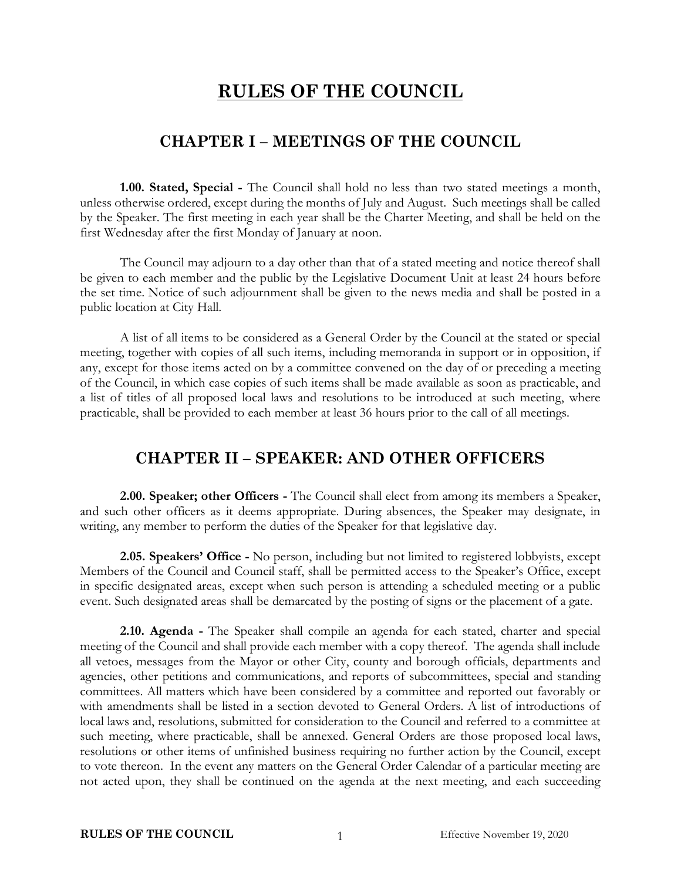# RULES OF THE COUNCIL

## CHAPTER I – MEETINGS OF THE COUNCIL

**1.00. Stated, Special -** The Council shall hold no less than two stated meetings a month, unless otherwise ordered, except during the months of July and August. Such meetings shall be called by the Speaker. The first meeting in each year shall be the Charter Meeting, and shall be held on the first Wednesday after the first Monday of January at noon.

The Council may adjourn to a day other than that of a stated meeting and notice thereof shall be given to each member and the public by the Legislative Document Unit at least 24 hours before the set time. Notice of such adjournment shall be given to the news media and shall be posted in a public location at City Hall.

A list of all items to be considered as a General Order by the Council at the stated or special meeting, together with copies of all such items, including memoranda in support or in opposition, if any, except for those items acted on by a committee convened on the day of or preceding a meeting of the Council, in which case copies of such items shall be made available as soon as practicable, and a list of titles of all proposed local laws and resolutions to be introduced at such meeting, where practicable, shall be provided to each member at least 36 hours prior to the call of all meetings.

## CHAPTER II – SPEAKER: AND OTHER OFFICERS

**2.00. Speaker; other Officers -** The Council shall elect from among its members a Speaker, and such other officers as it deems appropriate. During absences, the Speaker may designate, in writing, any member to perform the duties of the Speaker for that legislative day.

**2.05. Speakers' Office -** No person, including but not limited to registered lobbyists, except Members of the Council and Council staff, shall be permitted access to the Speaker's Office, except in specific designated areas, except when such person is attending a scheduled meeting or a public event. Such designated areas shall be demarcated by the posting of signs or the placement of a gate.

**2.10. Agenda -** The Speaker shall compile an agenda for each stated, charter and special meeting of the Council and shall provide each member with a copy thereof. The agenda shall include all vetoes, messages from the Mayor or other City, county and borough officials, departments and agencies, other petitions and communications, and reports of subcommittees, special and standing committees. All matters which have been considered by a committee and reported out favorably or with amendments shall be listed in a section devoted to General Orders. A list of introductions of local laws and, resolutions, submitted for consideration to the Council and referred to a committee at such meeting, where practicable, shall be annexed. General Orders are those proposed local laws, resolutions or other items of unfinished business requiring no further action by the Council, except to vote thereon. In the event any matters on the General Order Calendar of a particular meeting are not acted upon, they shall be continued on the agenda at the next meeting, and each succeeding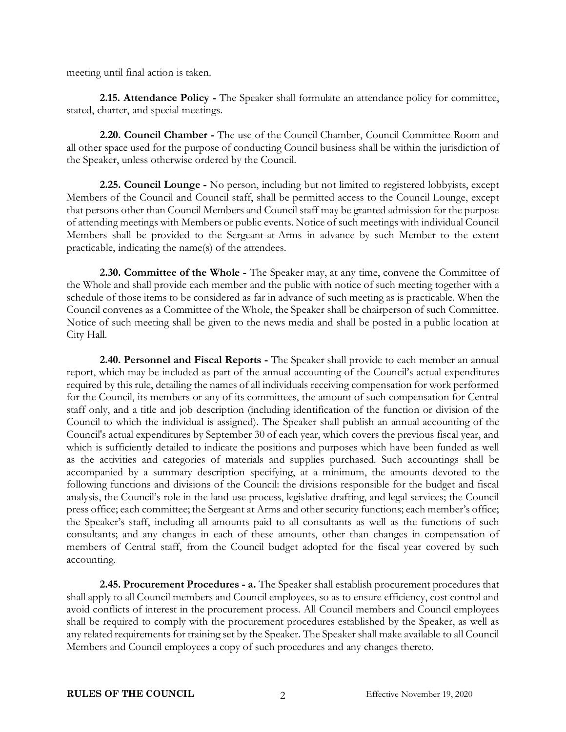meeting until final action is taken.

**2.15. Attendance Policy -** The Speaker shall formulate an attendance policy for committee, stated, charter, and special meetings.

**2.20. Council Chamber -** The use of the Council Chamber, Council Committee Room and all other space used for the purpose of conducting Council business shall be within the jurisdiction of the Speaker, unless otherwise ordered by the Council.

**2.25. Council Lounge -** No person, including but not limited to registered lobbyists, except Members of the Council and Council staff, shall be permitted access to the Council Lounge, except that persons other than Council Members and Council staff may be granted admission for the purpose of attending meetings with Members or public events. Notice of such meetings with individual Council Members shall be provided to the Sergeant-at-Arms in advance by such Member to the extent practicable, indicating the name(s) of the attendees.

**2.30. Committee of the Whole -** The Speaker may, at any time, convene the Committee of the Whole and shall provide each member and the public with notice of such meeting together with a schedule of those items to be considered as far in advance of such meeting as is practicable. When the Council convenes as a Committee of the Whole, the Speaker shall be chairperson of such Committee. Notice of such meeting shall be given to the news media and shall be posted in a public location at City Hall.

**2.40. Personnel and Fiscal Reports -** The Speaker shall provide to each member an annual report, which may be included as part of the annual accounting of the Council's actual expenditures required by this rule, detailing the names of all individuals receiving compensation for work performed for the Council, its members or any of its committees, the amount of such compensation for Central staff only, and a title and job description (including identification of the function or division of the Council to which the individual is assigned). The Speaker shall publish an annual accounting of the Council's actual expenditures by September 30 of each year, which covers the previous fiscal year, and which is sufficiently detailed to indicate the positions and purposes which have been funded as well as the activities and categories of materials and supplies purchased. Such accountings shall be accompanied by a summary description specifying, at a minimum, the amounts devoted to the following functions and divisions of the Council: the divisions responsible for the budget and fiscal analysis, the Council's role in the land use process, legislative drafting, and legal services; the Council press office; each committee; the Sergeant at Arms and other security functions; each member's office; the Speaker's staff, including all amounts paid to all consultants as well as the functions of such consultants; and any changes in each of these amounts, other than changes in compensation of members of Central staff, from the Council budget adopted for the fiscal year covered by such accounting.

**2.45. Procurement Procedures - a.** The Speaker shall establish procurement procedures that shall apply to all Council members and Council employees, so as to ensure efficiency, cost control and avoid conflicts of interest in the procurement process. All Council members and Council employees shall be required to comply with the procurement procedures established by the Speaker, as well as any related requirements for training set by the Speaker. The Speaker shall make available to all Council Members and Council employees a copy of such procedures and any changes thereto.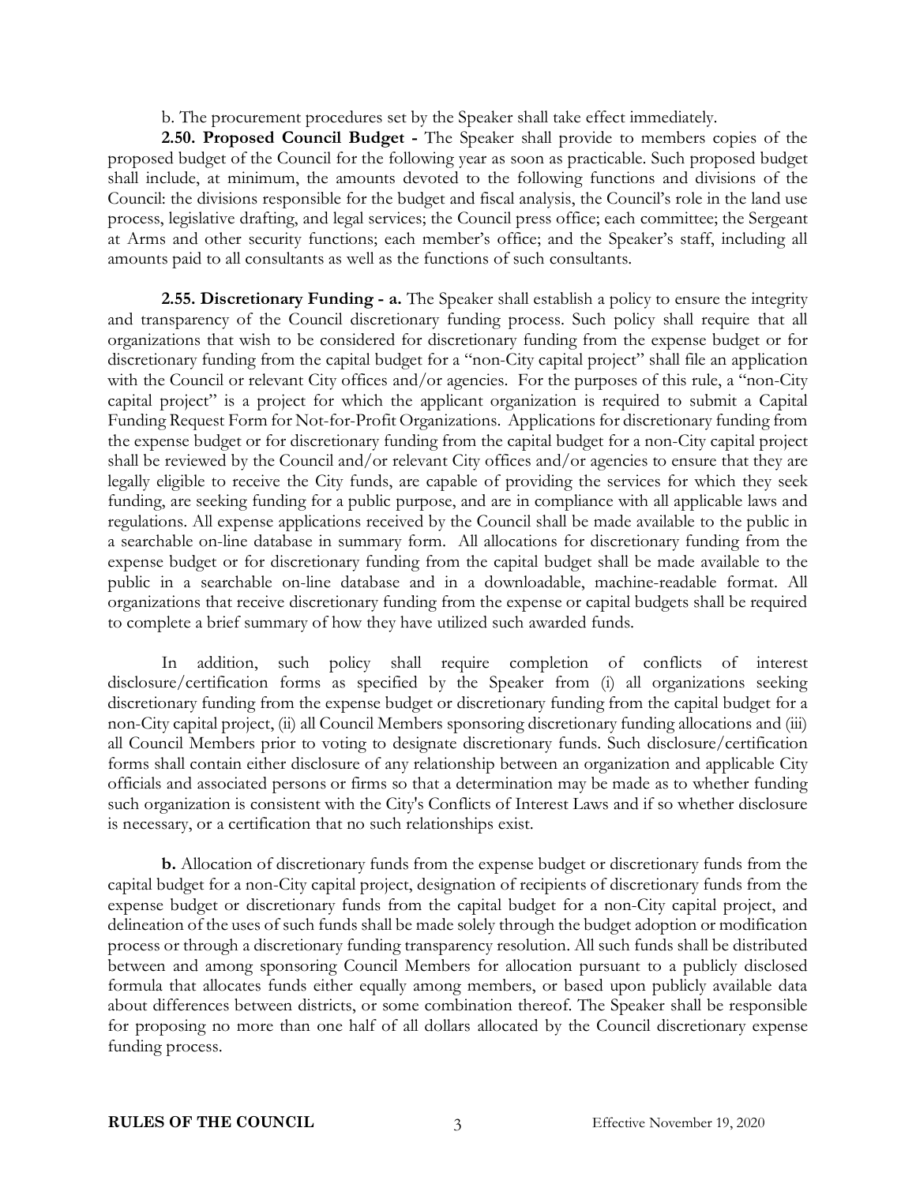b. The procurement procedures set by the Speaker shall take effect immediately.

**2.50. Proposed Council Budget -** The Speaker shall provide to members copies of the proposed budget of the Council for the following year as soon as practicable. Such proposed budget shall include, at minimum, the amounts devoted to the following functions and divisions of the Council: the divisions responsible for the budget and fiscal analysis, the Council's role in the land use process, legislative drafting, and legal services; the Council press office; each committee; the Sergeant at Arms and other security functions; each member's office; and the Speaker's staff, including all amounts paid to all consultants as well as the functions of such consultants.

**2.55. Discretionary Funding - a.** The Speaker shall establish a policy to ensure the integrity and transparency of the Council discretionary funding process. Such policy shall require that all organizations that wish to be considered for discretionary funding from the expense budget or for discretionary funding from the capital budget for a "non-City capital project" shall file an application with the Council or relevant City offices and/or agencies. For the purposes of this rule, a "non-City capital project" is a project for which the applicant organization is required to submit a Capital Funding Request Form for Not-for-Profit Organizations. Applications for discretionary funding from the expense budget or for discretionary funding from the capital budget for a non-City capital project shall be reviewed by the Council and/or relevant City offices and/or agencies to ensure that they are legally eligible to receive the City funds, are capable of providing the services for which they seek funding, are seeking funding for a public purpose, and are in compliance with all applicable laws and regulations. All expense applications received by the Council shall be made available to the public in a searchable on-line database in summary form. All allocations for discretionary funding from the expense budget or for discretionary funding from the capital budget shall be made available to the public in a searchable on-line database and in a downloadable, machine-readable format. All organizations that receive discretionary funding from the expense or capital budgets shall be required to complete a brief summary of how they have utilized such awarded funds.

In addition, such policy shall require completion of conflicts of interest disclosure/certification forms as specified by the Speaker from (i) all organizations seeking discretionary funding from the expense budget or discretionary funding from the capital budget for a non-City capital project, (ii) all Council Members sponsoring discretionary funding allocations and (iii) all Council Members prior to voting to designate discretionary funds. Such disclosure/certification forms shall contain either disclosure of any relationship between an organization and applicable City officials and associated persons or firms so that a determination may be made as to whether funding such organization is consistent with the City's Conflicts of Interest Laws and if so whether disclosure is necessary, or a certification that no such relationships exist.

**b.** Allocation of discretionary funds from the expense budget or discretionary funds from the capital budget for a non-City capital project, designation of recipients of discretionary funds from the expense budget or discretionary funds from the capital budget for a non-City capital project, and delineation of the uses of such funds shall be made solely through the budget adoption or modification process or through a discretionary funding transparency resolution. All such funds shall be distributed between and among sponsoring Council Members for allocation pursuant to a publicly disclosed formula that allocates funds either equally among members, or based upon publicly available data about differences between districts, or some combination thereof. The Speaker shall be responsible for proposing no more than one half of all dollars allocated by the Council discretionary expense funding process.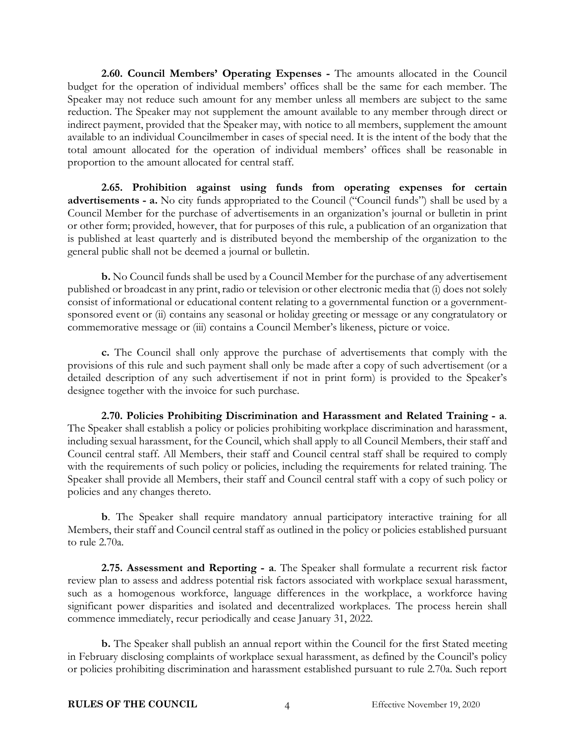**2.60. Council Members' Operating Expenses -** The amounts allocated in the Council budget for the operation of individual members' offices shall be the same for each member. The Speaker may not reduce such amount for any member unless all members are subject to the same reduction. The Speaker may not supplement the amount available to any member through direct or indirect payment, provided that the Speaker may, with notice to all members, supplement the amount available to an individual Councilmember in cases of special need. It is the intent of the body that the total amount allocated for the operation of individual members' offices shall be reasonable in proportion to the amount allocated for central staff.

**2.65. Prohibition against using funds from operating expenses for certain advertisements - a.** No city funds appropriated to the Council ("Council funds") shall be used by a Council Member for the purchase of advertisements in an organization's journal or bulletin in print or other form; provided, however, that for purposes of this rule, a publication of an organization that is published at least quarterly and is distributed beyond the membership of the organization to the general public shall not be deemed a journal or bulletin.

**b.** No Council funds shall be used by a Council Member for the purchase of any advertisement published or broadcast in any print, radio or television or other electronic media that (i) does not solely consist of informational or educational content relating to a governmental function or a government-sponsored event or (ii) contains any seasonal or holiday greeting or message or any congratulatory or commemorative message or (iii) contains a Council Member's likeness, picture or voice.

**c.** The Council shall only approve the purchase of advertisements that comply with the provisions of this rule and such payment shall only be made after a copy of such advertisement (or a detailed description of any such advertisement if not in print form) is provided to the Speaker's designee together with the invoice for such purchase.

**2.70. Policies Prohibiting Discrimination and Harassment and Related Training - a**. The Speaker shall establish a policy or policies prohibiting workplace discrimination and harassment, including sexual harassment, for the Council, which shall apply to all Council Members, their staff and Council central staff. All Members, their staff and Council central staff shall be required to comply with the requirements of such policy or policies, including the requirements for related training. The Speaker shall provide all Members, their staff and Council central staff with a copy of such policy or policies and any changes thereto.

**b**. The Speaker shall require mandatory annual participatory interactive training for all Members, their staff and Council central staff as outlined in the policy or policies established pursuant to rule 2.70a.

**2.75. Assessment and Reporting - a**. The Speaker shall formulate a recurrent risk factor review plan to assess and address potential risk factors associated with workplace sexual harassment, such as a homogenous workforce, language differences in the workplace, a workforce having significant power disparities and isolated and decentralized workplaces. The process herein shall commence immediately, recur periodically and cease January 31, 2022.

**b.** The Speaker shall publish an annual report within the Council for the first Stated meeting in February disclosing complaints of workplace sexual harassment, as defined by the Council's policy or policies prohibiting discrimination and harassment established pursuant to rule 2.70a. Such report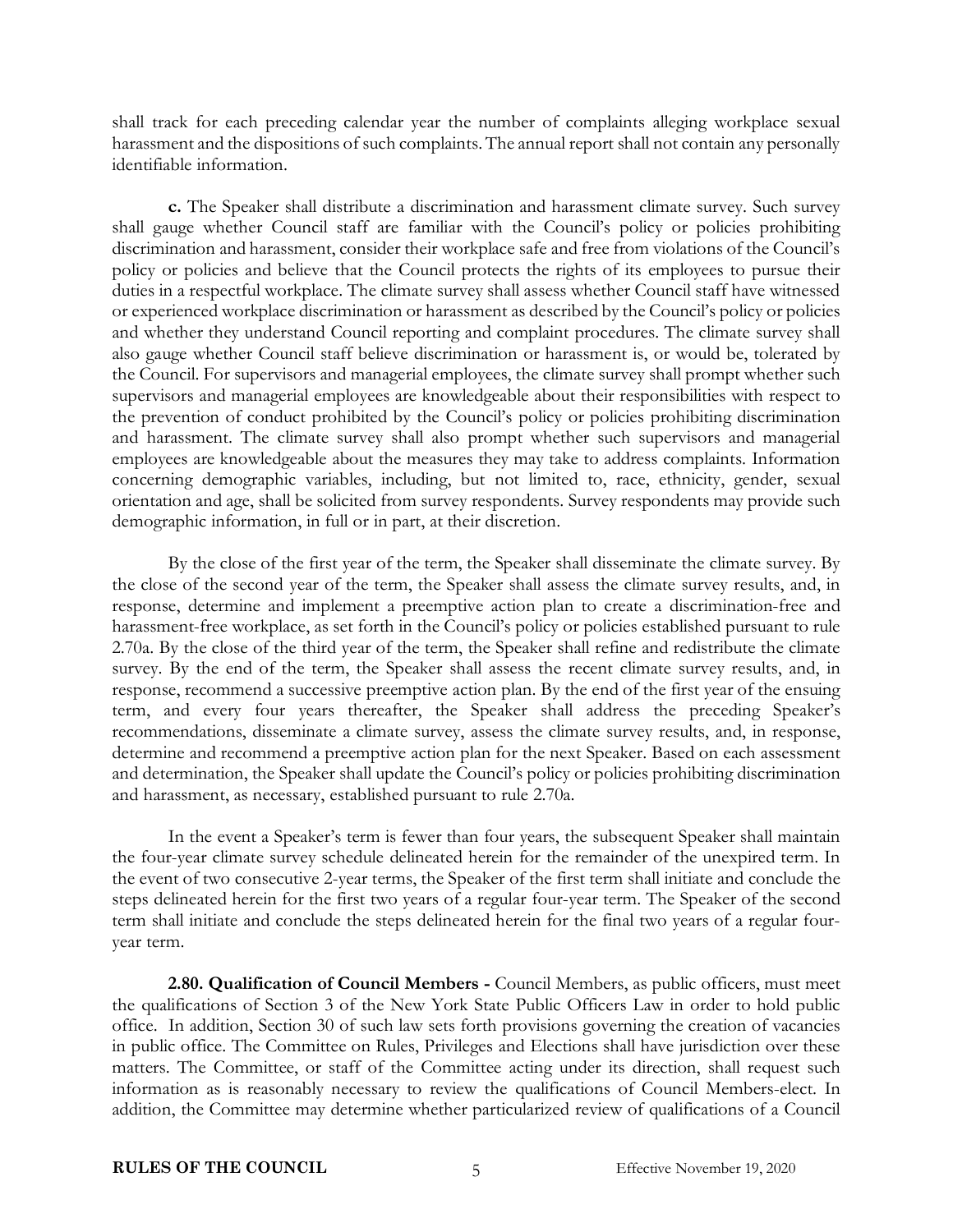shall track for each preceding calendar year the number of complaints alleging workplace sexual harassment and the dispositions of such complaints. The annual report shall not contain any personally identifiable information.

**c.** The Speaker shall distribute a discrimination and harassment climate survey. Such survey shall gauge whether Council staff are familiar with the Council's policy or policies prohibiting discrimination and harassment, consider their workplace safe and free from violations of the Council's policy or policies and believe that the Council protects the rights of its employees to pursue their duties in a respectful workplace. The climate survey shall assess whether Council staff have witnessed or experienced workplace discrimination or harassment as described by the Council's policy or policies and whether they understand Council reporting and complaint procedures. The climate survey shall also gauge whether Council staff believe discrimination or harassment is, or would be, tolerated by the Council. For supervisors and managerial employees, the climate survey shall prompt whether such supervisors and managerial employees are knowledgeable about their responsibilities with respect to the prevention of conduct prohibited by the Council's policy or policies prohibiting discrimination and harassment. The climate survey shall also prompt whether such supervisors and managerial employees are knowledgeable about the measures they may take to address complaints. Information concerning demographic variables, including, but not limited to, race, ethnicity, gender, sexual orientation and age, shall be solicited from survey respondents. Survey respondents may provide such demographic information, in full or in part, at their discretion.

By the close of the first year of the term, the Speaker shall disseminate the climate survey. By the close of the second year of the term, the Speaker shall assess the climate survey results, and, in response, determine and implement a preemptive action plan to create a discrimination-free and harassment-free workplace, as set forth in the Council's policy or policies established pursuant to rule 2.70a. By the close of the third year of the term, the Speaker shall refine and redistribute the climate survey. By the end of the term, the Speaker shall assess the recent climate survey results, and, in response, recommend a successive preemptive action plan. By the end of the first year of the ensuing term, and every four years thereafter, the Speaker shall address the preceding Speaker's recommendations, disseminate a climate survey, assess the climate survey results, and, in response, determine and recommend a preemptive action plan for the next Speaker. Based on each assessment and determination, the Speaker shall update the Council's policy or policies prohibiting discrimination and harassment, as necessary, established pursuant to rule 2.70a.

In the event a Speaker's term is fewer than four years, the subsequent Speaker shall maintain the four-year climate survey schedule delineated herein for the remainder of the unexpired term. In the event of two consecutive 2-year terms, the Speaker of the first term shall initiate and conclude the steps delineated herein for the first two years of a regular four-year term. The Speaker of the second term shall initiate and conclude the steps delineated herein for the final two years of a regular four-year term.

**2.80. Qualification of Council Members -** Council Members, as public officers, must meet the qualifications of Section 3 of the New York State Public Officers Law in order to hold public office. In addition, Section 30 of such law sets forth provisions governing the creation of vacancies in public office. The Committee on Rules, Privileges and Elections shall have jurisdiction over these matters. The Committee, or staff of the Committee acting under its direction, shall request such information as is reasonably necessary to review the qualifications of Council Members-elect. In addition, the Committee may determine whether particularized review of qualifications of a Council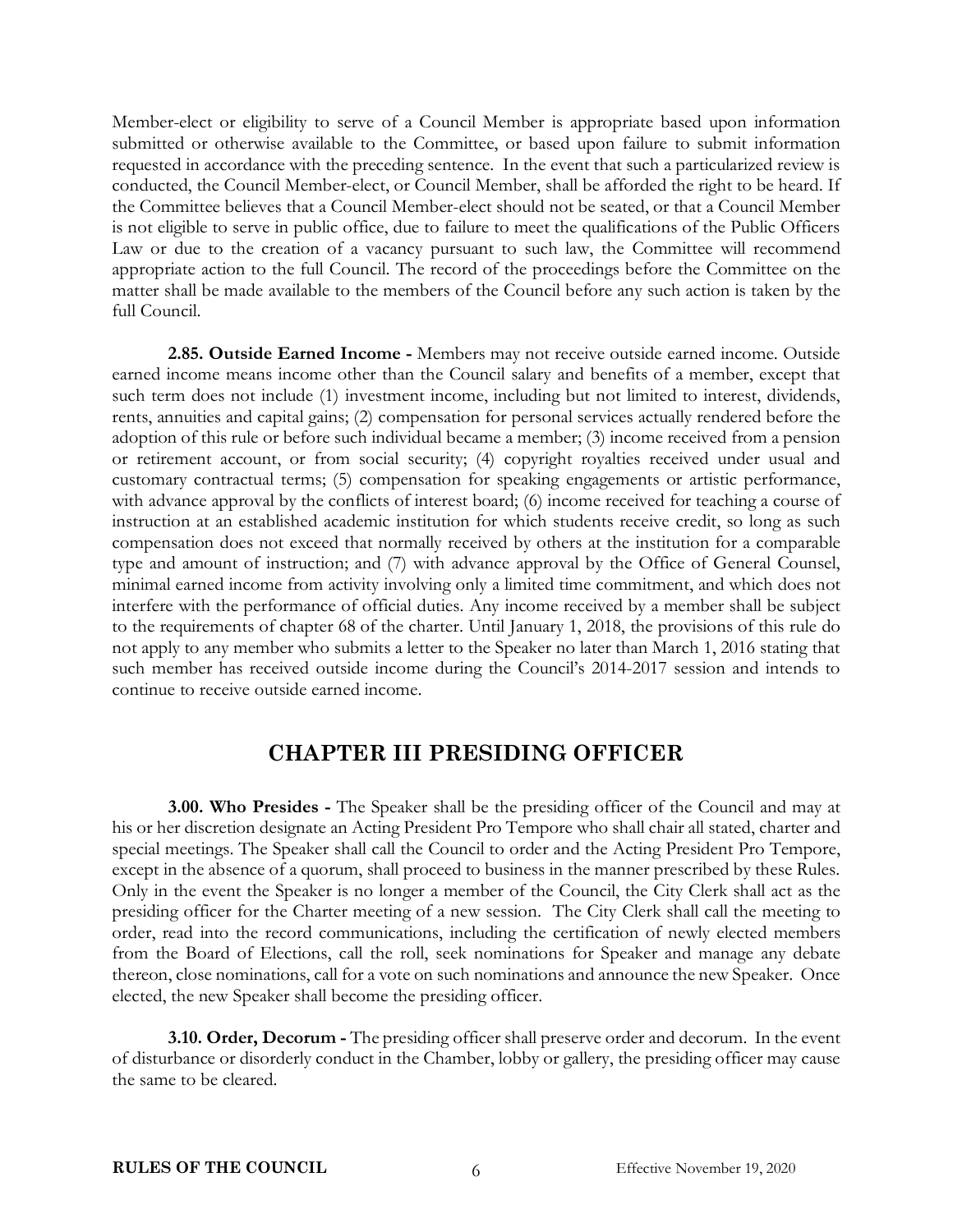Member-elect or eligibility to serve of a Council Member is appropriate based upon information submitted or otherwise available to the Committee, or based upon failure to submit information requested in accordance with the preceding sentence. In the event that such a particularized review is conducted, the Council Member-elect, or Council Member, shall be afforded the right to be heard. If the Committee believes that a Council Member-elect should not be seated, or that a Council Member is not eligible to serve in public office, due to failure to meet the qualifications of the Public Officers Law or due to the creation of a vacancy pursuant to such law, the Committee will recommend appropriate action to the full Council. The record of the proceedings before the Committee on the matter shall be made available to the members of the Council before any such action is taken by the full Council.

**2.85. Outside Earned Income -** Members may not receive outside earned income. Outside earned income means income other than the Council salary and benefits of a member, except that such term does not include (1) investment income, including but not limited to interest, dividends, rents, annuities and capital gains; (2) compensation for personal services actually rendered before the adoption of this rule or before such individual became a member; (3) income received from a pension or retirement account, or from social security; (4) copyright royalties received under usual and customary contractual terms; (5) compensation for speaking engagements or artistic performance, with advance approval by the conflicts of interest board; (6) income received for teaching a course of instruction at an established academic institution for which students receive credit, so long as such compensation does not exceed that normally received by others at the institution for a comparable type and amount of instruction; and (7) with advance approval by the Office of General Counsel, minimal earned income from activity involving only a limited time commitment, and which does not interfere with the performance of official duties. Any income received by a member shall be subject to the requirements of chapter 68 of the charter. Until January 1, 2018, the provisions of this rule do not apply to any member who submits a letter to the Speaker no later than March 1, 2016 stating that such member has received outside income during the Council's 2014-2017 session and intends to continue to receive outside earned income.

## CHAPTER III PRESIDING OFFICER

**3.00. Who Presides -** The Speaker shall be the presiding officer of the Council and may at his or her discretion designate an Acting President Pro Tempore who shall chair all stated, charter and special meetings. The Speaker shall call the Council to order and the Acting President Pro Tempore, except in the absence of a quorum, shall proceed to business in the manner prescribed by these Rules. Only in the event the Speaker is no longer a member of the Council, the City Clerk shall act as the presiding officer for the Charter meeting of a new session. The City Clerk shall call the meeting to order, read into the record communications, including the certification of newly elected members from the Board of Elections, call the roll, seek nominations for Speaker and manage any debate thereon, close nominations, call for a vote on such nominations and announce the new Speaker. Once elected, the new Speaker shall become the presiding officer.

**3.10. Order, Decorum -** The presiding officer shall preserve order and decorum. In the event of disturbance or disorderly conduct in the Chamber, lobby or gallery, the presiding officer may cause the same to be cleared.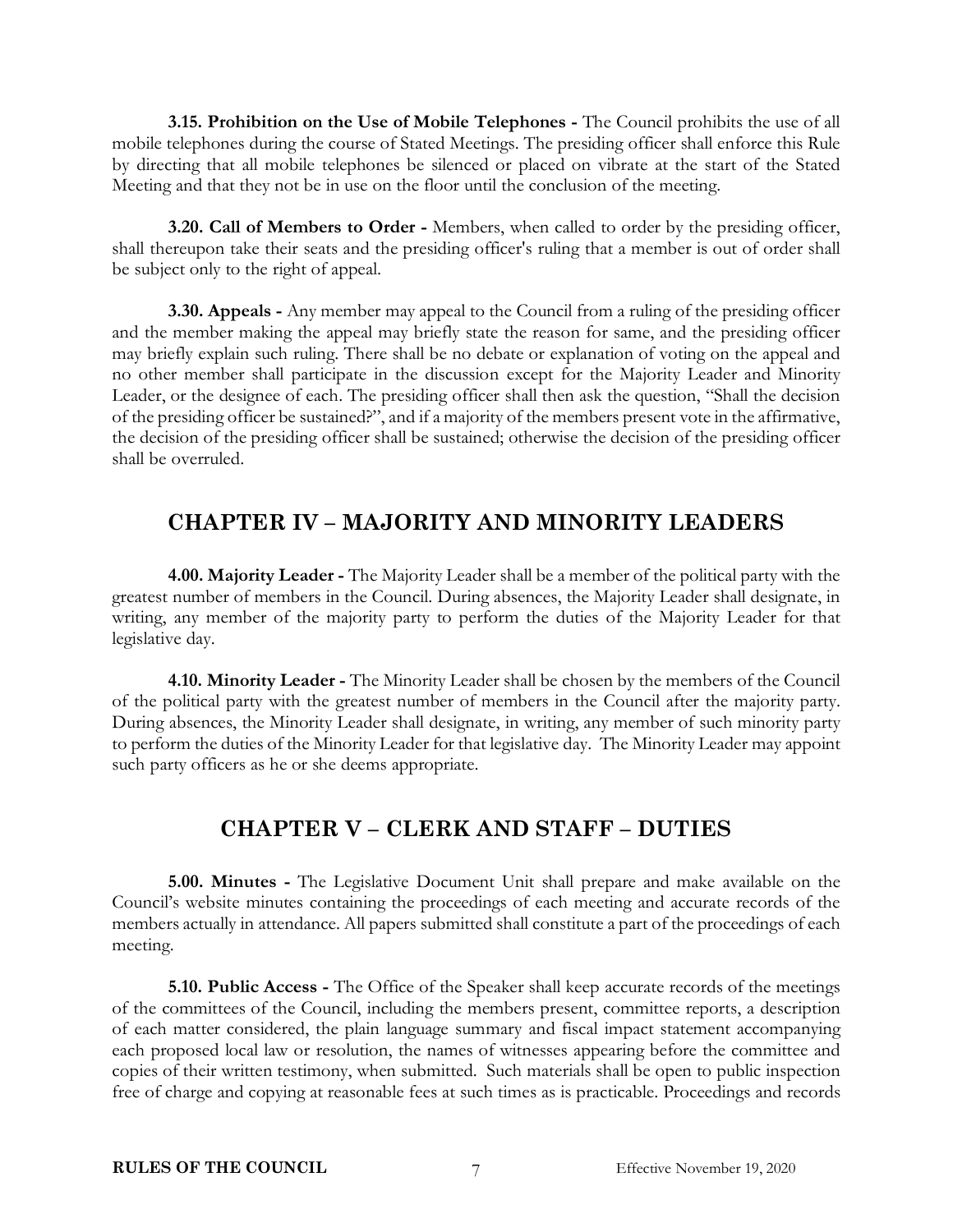**3.15. Prohibition on the Use of Mobile Telephones -** The Council prohibits the use of all mobile telephones during the course of Stated Meetings. The presiding officer shall enforce this Rule by directing that all mobile telephones be silenced or placed on vibrate at the start of the Stated Meeting and that they not be in use on the floor until the conclusion of the meeting.

**3.20. Call of Members to Order -** Members, when called to order by the presiding officer, shall thereupon take their seats and the presiding officer's ruling that a member is out of order shall be subject only to the right of appeal.

**3.30. Appeals -** Any member may appeal to the Council from a ruling of the presiding officer and the member making the appeal may briefly state the reason for same, and the presiding officer may briefly explain such ruling. There shall be no debate or explanation of voting on the appeal and no other member shall participate in the discussion except for the Majority Leader and Minority Leader, or the designee of each. The presiding officer shall then ask the question, "Shall the decision of the presiding officer be sustained?", and if a majority of the members present vote in the affirmative, the decision of the presiding officer shall be sustained; otherwise the decision of the presiding officer shall be overruled.

## CHAPTER IV – MAJORITY AND MINORITY LEADERS

**4.00. Majority Leader -** The Majority Leader shall be a member of the political party with the greatest number of members in the Council. During absences, the Majority Leader shall designate, in writing, any member of the majority party to perform the duties of the Majority Leader for that legislative day.

**4.10. Minority Leader -** The Minority Leader shall be chosen by the members of the Council of the political party with the greatest number of members in the Council after the majority party. During absences, the Minority Leader shall designate, in writing, any member of such minority party to perform the duties of the Minority Leader for that legislative day. The Minority Leader may appoint such party officers as he or she deems appropriate.

## CHAPTER V – CLERK AND STAFF – DUTIES

**5.00. Minutes -** The Legislative Document Unit shall prepare and make available on the Council's website minutes containing the proceedings of each meeting and accurate records of the members actually in attendance. All papers submitted shall constitute a part of the proceedings of each meeting.

**5.10. Public Access -** The Office of the Speaker shall keep accurate records of the meetings of the committees of the Council, including the members present, committee reports, a description of each matter considered, the plain language summary and fiscal impact statement accompanying each proposed local law or resolution, the names of witnesses appearing before the committee and copies of their written testimony, when submitted. Such materials shall be open to public inspection free of charge and copying at reasonable fees at such times as is practicable. Proceedings and records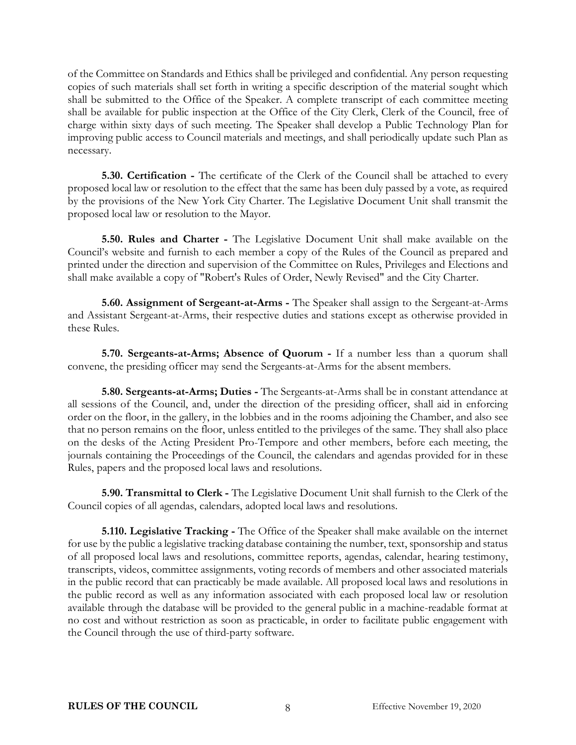of the Committee on Standards and Ethics shall be privileged and confidential. Any person requesting copies of such materials shall set forth in writing a specific description of the material sought which shall be submitted to the Office of the Speaker. A complete transcript of each committee meeting shall be available for public inspection at the Office of the City Clerk, Clerk of the Council, free of charge within sixty days of such meeting. The Speaker shall develop a Public Technology Plan for improving public access to Council materials and meetings, and shall periodically update such Plan as necessary.

**5.30. Certification -** The certificate of the Clerk of the Council shall be attached to every proposed local law or resolution to the effect that the same has been duly passed by a vote, as required by the provisions of the New York City Charter. The Legislative Document Unit shall transmit the proposed local law or resolution to the Mayor.

**5.50. Rules and Charter -** The Legislative Document Unit shall make available on the Council's website and furnish to each member a copy of the Rules of the Council as prepared and printed under the direction and supervision of the Committee on Rules, Privileges and Elections and shall make available a copy of "Robert's Rules of Order, Newly Revised" and the City Charter.

**5.60. Assignment of Sergeant-at-Arms -** The Speaker shall assign to the Sergeant-at-Arms and Assistant Sergeant-at-Arms, their respective duties and stations except as otherwise provided in these Rules.

**5.70. Sergeants-at-Arms; Absence of Quorum -** If a number less than a quorum shall convene, the presiding officer may send the Sergeants-at-Arms for the absent members.

**5.80. Sergeants-at-Arms; Duties -** The Sergeants-at-Arms shall be in constant attendance at all sessions of the Council, and, under the direction of the presiding officer, shall aid in enforcing order on the floor, in the gallery, in the lobbies and in the rooms adjoining the Chamber, and also see that no person remains on the floor, unless entitled to the privileges of the same. They shall also place on the desks of the Acting President Pro-Tempore and other members, before each meeting, the journals containing the Proceedings of the Council, the calendars and agendas provided for in these Rules, papers and the proposed local laws and resolutions.

**5.90. Transmittal to Clerk -** The Legislative Document Unit shall furnish to the Clerk of the Council copies of all agendas, calendars, adopted local laws and resolutions.

**5.110. Legislative Tracking -** The Office of the Speaker shall make available on the internet for use by the public a legislative tracking database containing the number, text, sponsorship and status of all proposed local laws and resolutions, committee reports, agendas, calendar, hearing testimony, transcripts, videos, committee assignments, voting records of members and other associated materials in the public record that can practicably be made available. All proposed local laws and resolutions in the public record as well as any information associated with each proposed local law or resolution available through the database will be provided to the general public in a machine-readable format at no cost and without restriction as soon as practicable, in order to facilitate public engagement with the Council through the use of third-party software.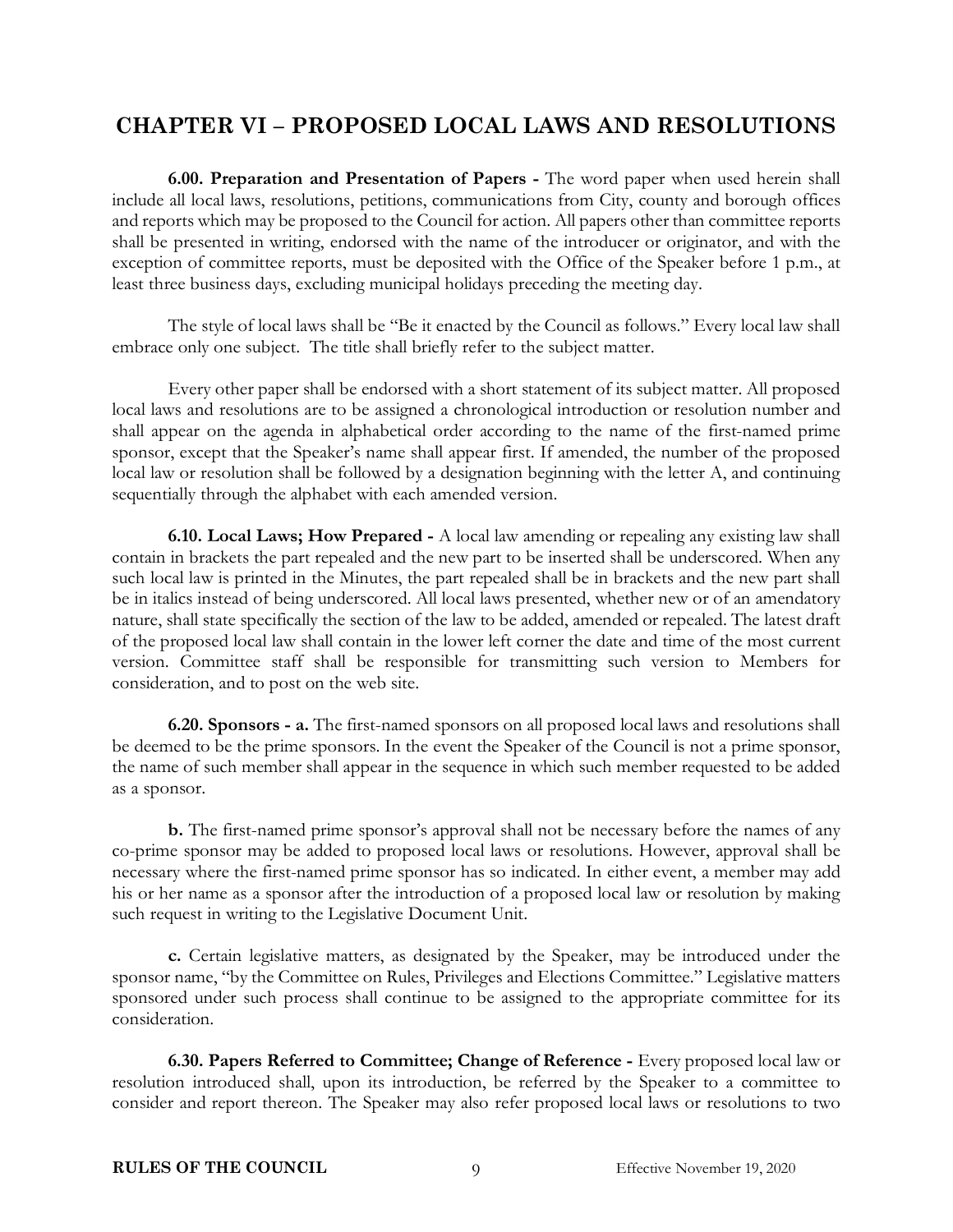## CHAPTER VI – PROPOSED LOCAL LAWS AND RESOLUTIONS

**6.00. Preparation and Presentation of Papers -** The word paper when used herein shall include all local laws, resolutions, petitions, communications from City, county and borough offices and reports which may be proposed to the Council for action. All papers other than committee reports shall be presented in writing, endorsed with the name of the introducer or originator, and with the exception of committee reports, must be deposited with the Office of the Speaker before 1 p.m., at least three business days, excluding municipal holidays preceding the meeting day.

The style of local laws shall be "Be it enacted by the Council as follows." Every local law shall embrace only one subject. The title shall briefly refer to the subject matter.

Every other paper shall be endorsed with a short statement of its subject matter. All proposed local laws and resolutions are to be assigned a chronological introduction or resolution number and shall appear on the agenda in alphabetical order according to the name of the first-named prime sponsor, except that the Speaker's name shall appear first. If amended, the number of the proposed local law or resolution shall be followed by a designation beginning with the letter A, and continuing sequentially through the alphabet with each amended version.

**6.10. Local Laws; How Prepared -** A local law amending or repealing any existing law shall contain in brackets the part repealed and the new part to be inserted shall be underscored. When any such local law is printed in the Minutes, the part repealed shall be in brackets and the new part shall be in italics instead of being underscored. All local laws presented, whether new or of an amendatory nature, shall state specifically the section of the law to be added, amended or repealed. The latest draft of the proposed local law shall contain in the lower left corner the date and time of the most current version. Committee staff shall be responsible for transmitting such version to Members for consideration, and to post on the web site.

**6.20. Sponsors - a.** The first-named sponsors on all proposed local laws and resolutions shall be deemed to be the prime sponsors. In the event the Speaker of the Council is not a prime sponsor, the name of such member shall appear in the sequence in which such member requested to be added as a sponsor.

**b.** The first-named prime sponsor's approval shall not be necessary before the names of any co-prime sponsor may be added to proposed local laws or resolutions. However, approval shall be necessary where the first-named prime sponsor has so indicated. In either event, a member may add his or her name as a sponsor after the introduction of a proposed local law or resolution by making such request in writing to the Legislative Document Unit.

**c.** Certain legislative matters, as designated by the Speaker, may be introduced under the sponsor name, "by the Committee on Rules, Privileges and Elections Committee." Legislative matters sponsored under such process shall continue to be assigned to the appropriate committee for its consideration.

**6.30. Papers Referred to Committee; Change of Reference -** Every proposed local law or resolution introduced shall, upon its introduction, be referred by the Speaker to a committee to consider and report thereon. The Speaker may also refer proposed local laws or resolutions to two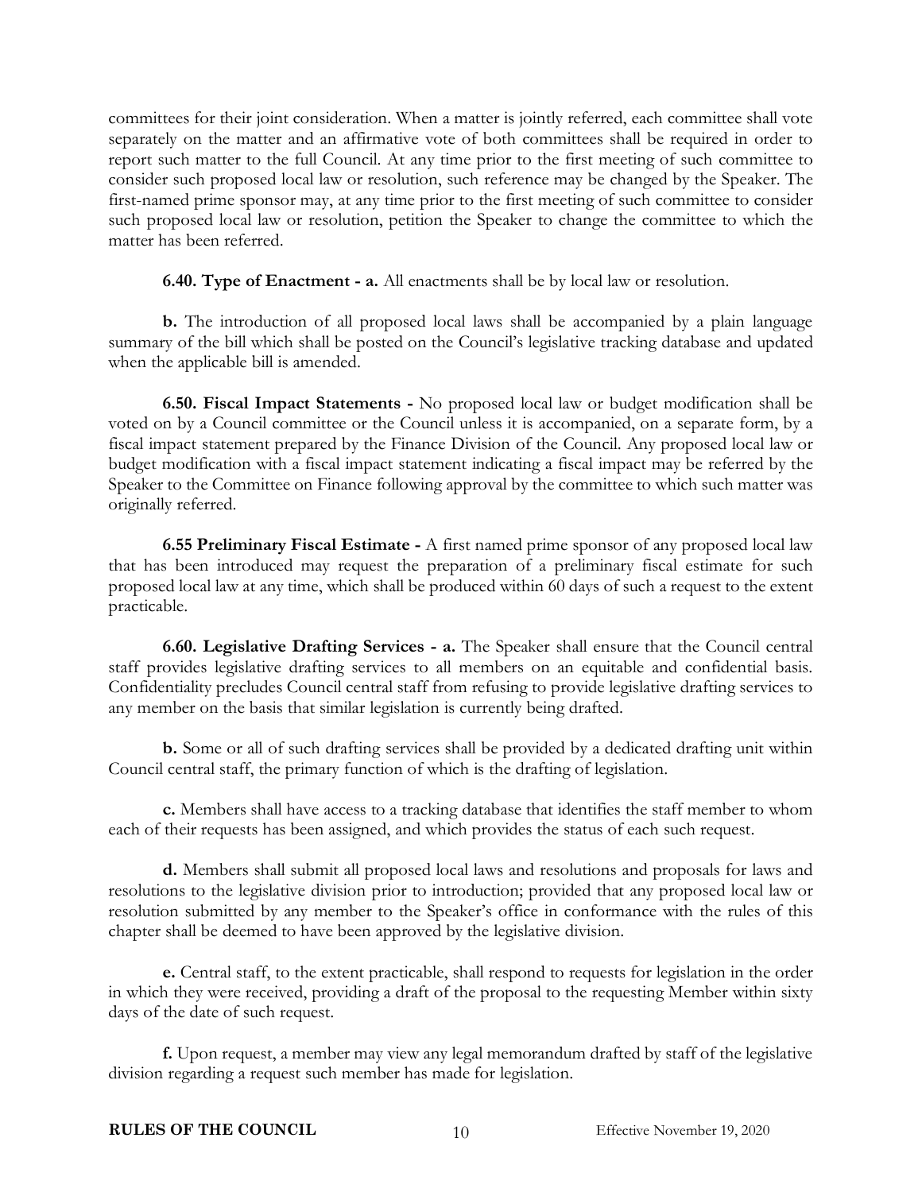committees for their joint consideration. When a matter is jointly referred, each committee shall vote separately on the matter and an affirmative vote of both committees shall be required in order to report such matter to the full Council. At any time prior to the first meeting of such committee to consider such proposed local law or resolution, such reference may be changed by the Speaker. The first-named prime sponsor may, at any time prior to the first meeting of such committee to consider such proposed local law or resolution, petition the Speaker to change the committee to which the matter has been referred.

**6.40. Type of Enactment - a.** All enactments shall be by local law or resolution.

**b.** The introduction of all proposed local laws shall be accompanied by a plain language summary of the bill which shall be posted on the Council's legislative tracking database and updated when the applicable bill is amended.

**6.50. Fiscal Impact Statements -** No proposed local law or budget modification shall be voted on by a Council committee or the Council unless it is accompanied, on a separate form, by a fiscal impact statement prepared by the Finance Division of the Council. Any proposed local law or budget modification with a fiscal impact statement indicating a fiscal impact may be referred by the Speaker to the Committee on Finance following approval by the committee to which such matter was originally referred.

**6.55 Preliminary Fiscal Estimate -** A first named prime sponsor of any proposed local law that has been introduced may request the preparation of a preliminary fiscal estimate for such proposed local law at any time, which shall be produced within 60 days of such a request to the extent practicable.

**6.60. Legislative Drafting Services - a.** The Speaker shall ensure that the Council central staff provides legislative drafting services to all members on an equitable and confidential basis. Confidentiality precludes Council central staff from refusing to provide legislative drafting services to any member on the basis that similar legislation is currently being drafted.

**b.** Some or all of such drafting services shall be provided by a dedicated drafting unit within Council central staff, the primary function of which is the drafting of legislation.

**c.** Members shall have access to a tracking database that identifies the staff member to whom each of their requests has been assigned, and which provides the status of each such request.

**d.** Members shall submit all proposed local laws and resolutions and proposals for laws and resolutions to the legislative division prior to introduction; provided that any proposed local law or resolution submitted by any member to the Speaker's office in conformance with the rules of this chapter shall be deemed to have been approved by the legislative division.

**e.** Central staff, to the extent practicable, shall respond to requests for legislation in the order in which they were received, providing a draft of the proposal to the requesting Member within sixty days of the date of such request.

**f.** Upon request, a member may view any legal memorandum drafted by staff of the legislative division regarding a request such member has made for legislation.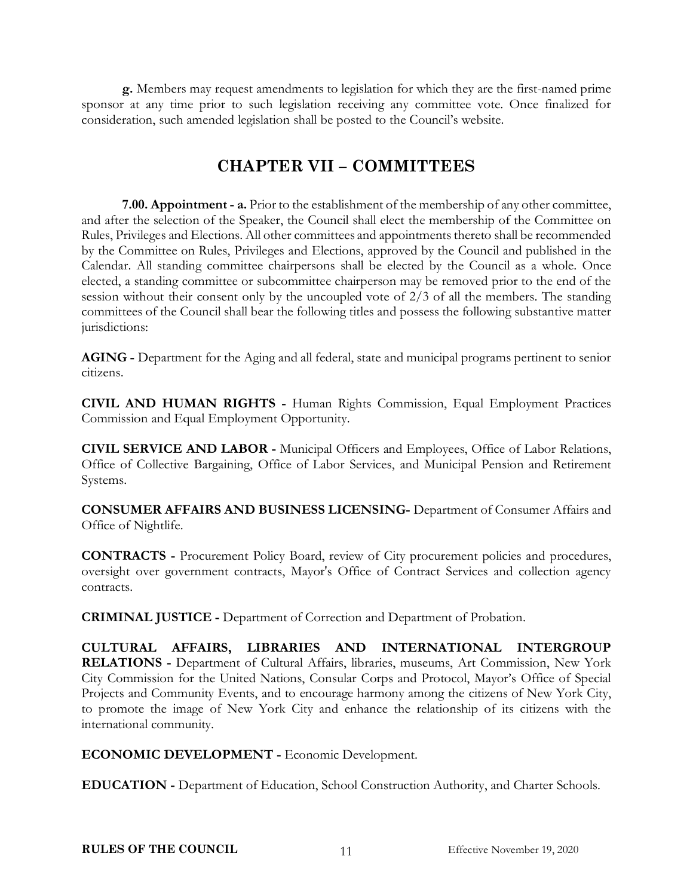**g.** Members may request amendments to legislation for which they are the first-named prime sponsor at any time prior to such legislation receiving any committee vote. Once finalized for consideration, such amended legislation shall be posted to the Council's website.

# CHAPTER VII – COMMITTEES

**7.00. Appointment - a.** Prior to the establishment of the membership of any other committee, and after the selection of the Speaker, the Council shall elect the membership of the Committee on Rules, Privileges and Elections. All other committees and appointments thereto shall be recommended by the Committee on Rules, Privileges and Elections, approved by the Council and published in the Calendar. All standing committee chairpersons shall be elected by the Council as a whole. Once elected, a standing committee or subcommittee chairperson may be removed prior to the end of the session without their consent only by the uncoupled vote of 2/3 of all the members. The standing committees of the Council shall bear the following titles and possess the following substantive matter jurisdictions:

**AGING -** Department for the Aging and all federal, state and municipal programs pertinent to senior citizens.

**CIVIL AND HUMAN RIGHTS -** Human Rights Commission, Equal Employment Practices Commission and Equal Employment Opportunity.

**CIVIL SERVICE AND LABOR -** Municipal Officers and Employees, Office of Labor Relations, Office of Collective Bargaining, Office of Labor Services, and Municipal Pension and Retirement Systems.

**CONSUMER AFFAIRS AND BUSINESS LICENSING-** Department of Consumer Affairs and Office of Nightlife.

**CONTRACTS -** Procurement Policy Board, review of City procurement policies and procedures, oversight over government contracts, Mayor's Office of Contract Services and collection agency contracts.

**CRIMINAL JUSTICE -** Department of Correction and Department of Probation.

**CULTURAL AFFAIRS, LIBRARIES AND INTERNATIONAL INTERGROUP RELATIONS -** Department of Cultural Affairs, libraries, museums, Art Commission, New York City Commission for the United Nations, Consular Corps and Protocol, Mayor's Office of Special Projects and Community Events, and to encourage harmony among the citizens of New York City, to promote the image of New York City and enhance the relationship of its citizens with the international community.

**ECONOMIC DEVELOPMENT -** Economic Development.

**EDUCATION -** Department of Education, School Construction Authority, and Charter Schools.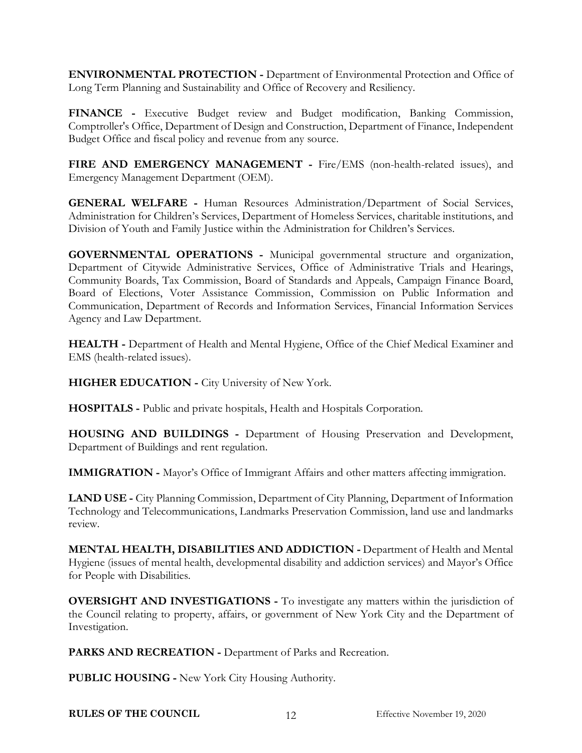**ENVIRONMENTAL PROTECTION -** Department of Environmental Protection and Office of Long Term Planning and Sustainability and Office of Recovery and Resiliency.

**FINANCE -** Executive Budget review and Budget modification, Banking Commission, Comptroller's Office, Department of Design and Construction, Department of Finance, Independent Budget Office and fiscal policy and revenue from any source.

**FIRE AND EMERGENCY MANAGEMENT -** Fire/EMS (non-health-related issues), and Emergency Management Department (OEM).

**GENERAL WELFARE -** Human Resources Administration/Department of Social Services, Administration for Children's Services, Department of Homeless Services, charitable institutions, and Division of Youth and Family Justice within the Administration for Children's Services.

**GOVERNMENTAL OPERATIONS -** Municipal governmental structure and organization, Department of Citywide Administrative Services, Office of Administrative Trials and Hearings, Community Boards, Tax Commission, Board of Standards and Appeals, Campaign Finance Board, Board of Elections, Voter Assistance Commission, Commission on Public Information and Communication, Department of Records and Information Services, Financial Information Services Agency and Law Department.

**HEALTH -** Department of Health and Mental Hygiene, Office of the Chief Medical Examiner and EMS (health-related issues).

**HIGHER EDUCATION -** City University of New York.

**HOSPITALS -** Public and private hospitals, Health and Hospitals Corporation.

**HOUSING AND BUILDINGS -** Department of Housing Preservation and Development, Department of Buildings and rent regulation.

**IMMIGRATION -** Mayor's Office of Immigrant Affairs and other matters affecting immigration.

**LAND USE -** City Planning Commission, Department of City Planning, Department of Information Technology and Telecommunications, Landmarks Preservation Commission, land use and landmarks review.

**MENTAL HEALTH, DISABILITIES AND ADDICTION -** Department of Health and Mental Hygiene (issues of mental health, developmental disability and addiction services) and Mayor's Office for People with Disabilities.

**OVERSIGHT AND INVESTIGATIONS -** To investigate any matters within the jurisdiction of the Council relating to property, affairs, or government of New York City and the Department of Investigation.

**PARKS AND RECREATION -** Department of Parks and Recreation.

**PUBLIC HOUSING -** New York City Housing Authority.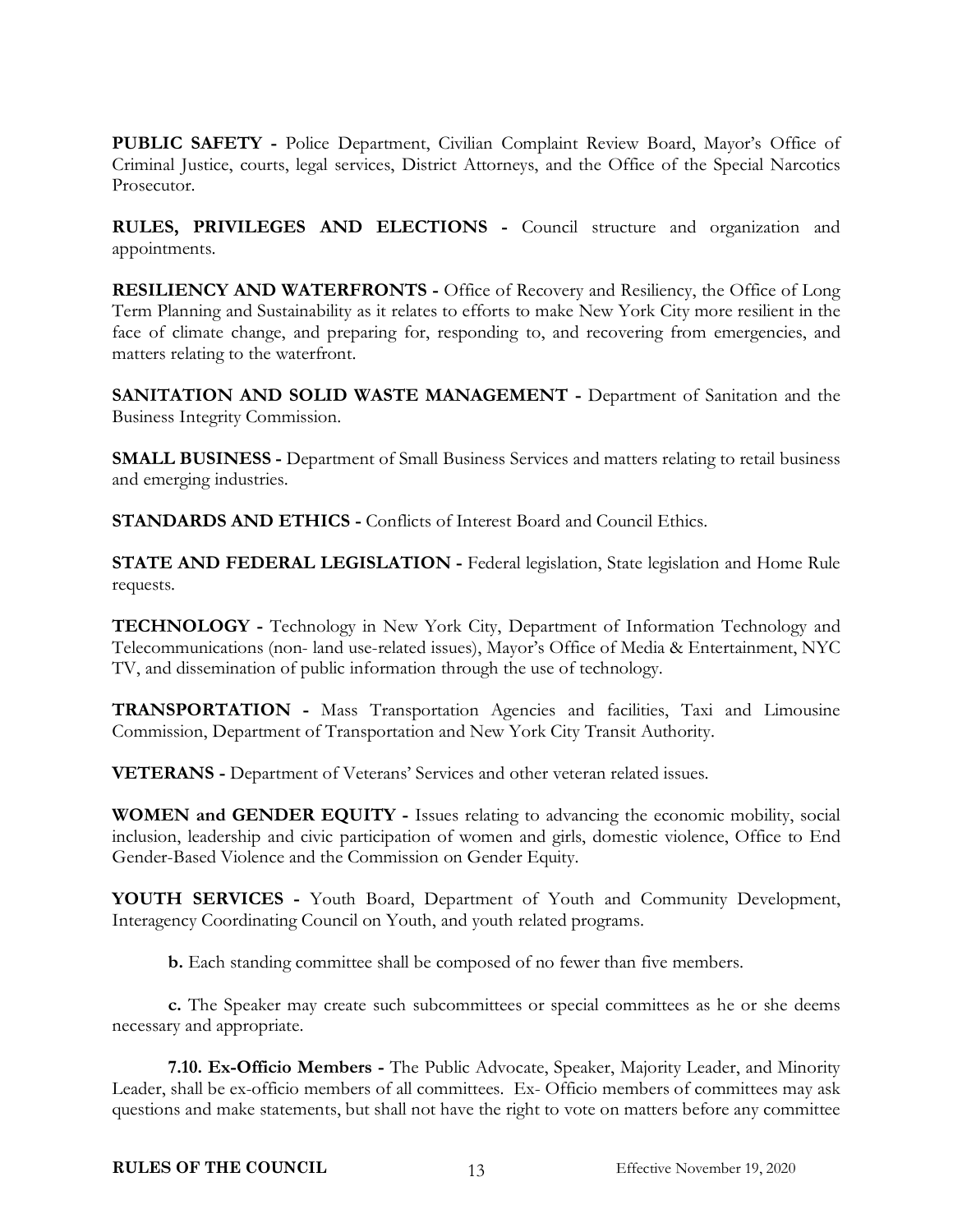**PUBLIC SAFETY -** Police Department, Civilian Complaint Review Board, Mayor's Office of Criminal Justice, courts, legal services, District Attorneys, and the Office of the Special Narcotics Prosecutor.

**RULES, PRIVILEGES AND ELECTIONS -** Council structure and organization and appointments.

**RESILIENCY AND WATERFRONTS -** Office of Recovery and Resiliency, the Office of Long Term Planning and Sustainability as it relates to efforts to make New York City more resilient in the face of climate change, and preparing for, responding to, and recovering from emergencies, and matters relating to the waterfront.

**SANITATION AND SOLID WASTE MANAGEMENT -** Department of Sanitation and the Business Integrity Commission.

**SMALL BUSINESS -** Department of Small Business Services and matters relating to retail business and emerging industries.

**STANDARDS AND ETHICS -** Conflicts of Interest Board and Council Ethics.

**STATE AND FEDERAL LEGISLATION -** Federal legislation, State legislation and Home Rule requests.

**TECHNOLOGY -** Technology in New York City, Department of Information Technology and Telecommunications (non- land use-related issues), Mayor's Office of Media & Entertainment, NYC TV, and dissemination of public information through the use of technology.

**TRANSPORTATION -** Mass Transportation Agencies and facilities, Taxi and Limousine Commission, Department of Transportation and New York City Transit Authority.

**VETERANS -** Department of Veterans' Services and other veteran related issues.

**WOMEN and GENDER EQUITY -** Issues relating to advancing the economic mobility, social inclusion, leadership and civic participation of women and girls, domestic violence, Office to End Gender-Based Violence and the Commission on Gender Equity.

**YOUTH SERVICES -** Youth Board, Department of Youth and Community Development, Interagency Coordinating Council on Youth, and youth related programs.

**b.** Each standing committee shall be composed of no fewer than five members.

**c.** The Speaker may create such subcommittees or special committees as he or she deems necessary and appropriate.

**7.10. Ex-Officio Members -** The Public Advocate, Speaker, Majority Leader, and Minority Leader, shall be ex-officio members of all committees. Ex- Officio members of committees may ask questions and make statements, but shall not have the right to vote on matters before any committee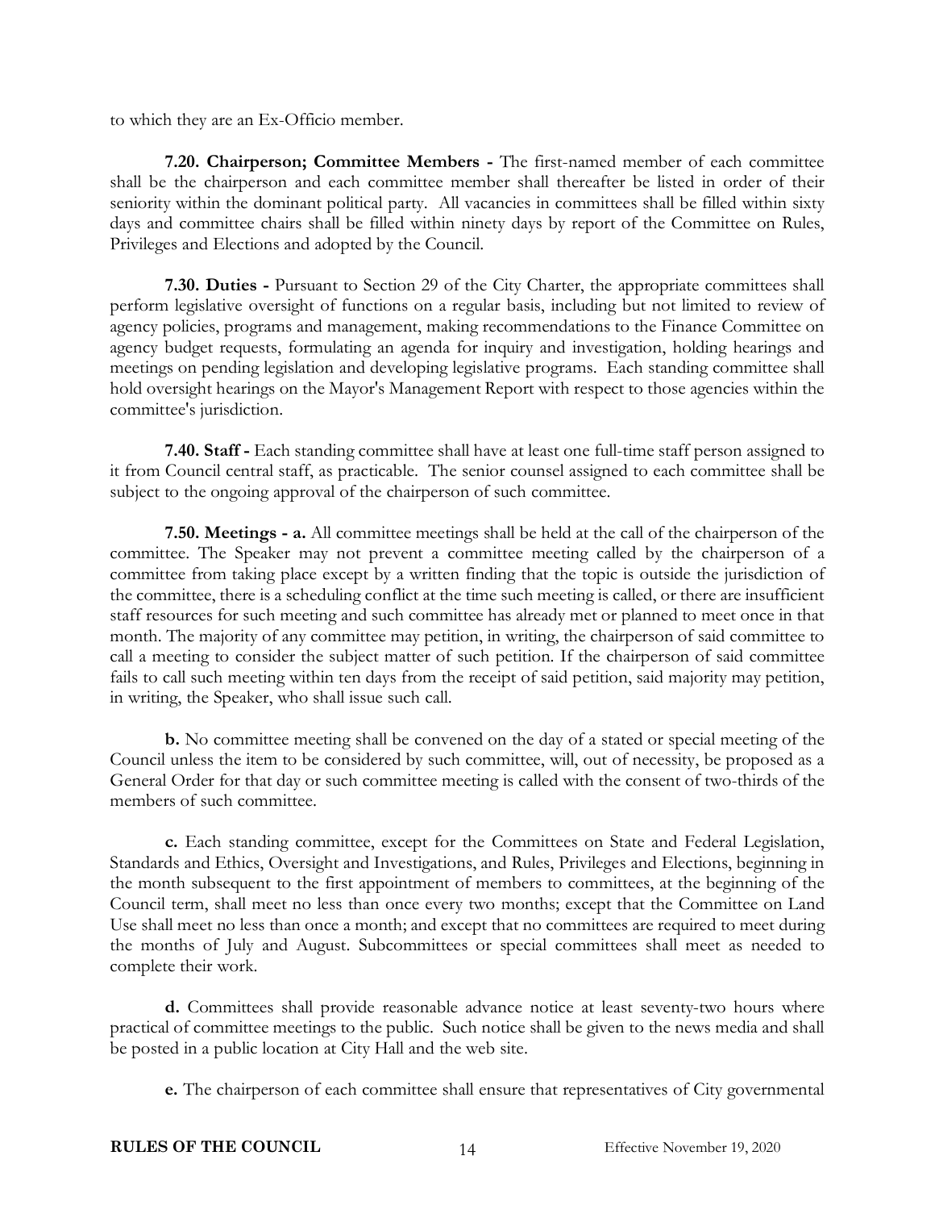to which they are an Ex-Officio member.

**7.20. Chairperson; Committee Members -** The first-named member of each committee shall be the chairperson and each committee member shall thereafter be listed in order of their seniority within the dominant political party. All vacancies in committees shall be filled within sixty days and committee chairs shall be filled within ninety days by report of the Committee on Rules, Privileges and Elections and adopted by the Council.

**7.30. Duties -** Pursuant to Section 29 of the City Charter, the appropriate committees shall perform legislative oversight of functions on a regular basis, including but not limited to review of agency policies, programs and management, making recommendations to the Finance Committee on agency budget requests, formulating an agenda for inquiry and investigation, holding hearings and meetings on pending legislation and developing legislative programs. Each standing committee shall hold oversight hearings on the Mayor's Management Report with respect to those agencies within the committee's jurisdiction.

**7.40. Staff -** Each standing committee shall have at least one full-time staff person assigned to it from Council central staff, as practicable. The senior counsel assigned to each committee shall be subject to the ongoing approval of the chairperson of such committee.

**7.50. Meetings - a.** All committee meetings shall be held at the call of the chairperson of the committee. The Speaker may not prevent a committee meeting called by the chairperson of a committee from taking place except by a written finding that the topic is outside the jurisdiction of the committee, there is a scheduling conflict at the time such meeting is called, or there are insufficient staff resources for such meeting and such committee has already met or planned to meet once in that month. The majority of any committee may petition, in writing, the chairperson of said committee to call a meeting to consider the subject matter of such petition. If the chairperson of said committee fails to call such meeting within ten days from the receipt of said petition, said majority may petition, in writing, the Speaker, who shall issue such call.

**b.** No committee meeting shall be convened on the day of a stated or special meeting of the Council unless the item to be considered by such committee, will, out of necessity, be proposed as a General Order for that day or such committee meeting is called with the consent of two-thirds of the members of such committee.

**c.** Each standing committee, except for the Committees on State and Federal Legislation, Standards and Ethics, Oversight and Investigations, and Rules, Privileges and Elections, beginning in the month subsequent to the first appointment of members to committees, at the beginning of the Council term, shall meet no less than once every two months; except that the Committee on Land Use shall meet no less than once a month; and except that no committees are required to meet during the months of July and August. Subcommittees or special committees shall meet as needed to complete their work.

**d.** Committees shall provide reasonable advance notice at least seventy-two hours where practical of committee meetings to the public. Such notice shall be given to the news media and shall be posted in a public location at City Hall and the web site.

**e.** The chairperson of each committee shall ensure that representatives of City governmental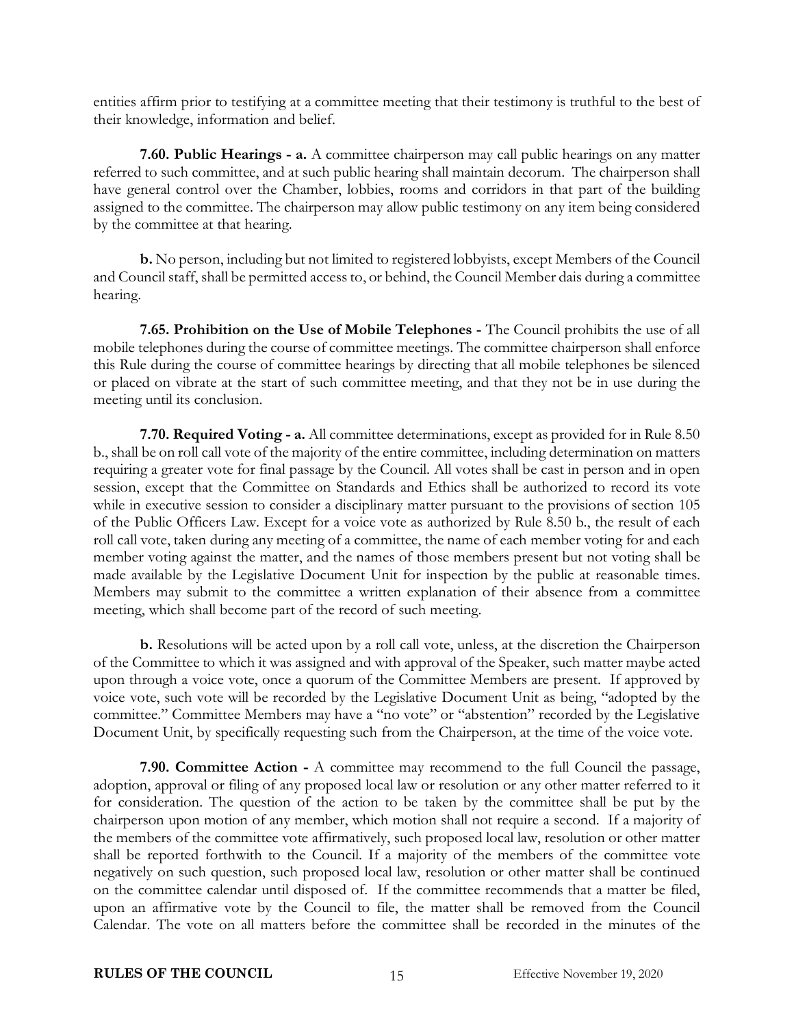entities affirm prior to testifying at a committee meeting that their testimony is truthful to the best of their knowledge, information and belief.

**7.60. Public Hearings - a.** A committee chairperson may call public hearings on any matter referred to such committee, and at such public hearing shall maintain decorum. The chairperson shall have general control over the Chamber, lobbies, rooms and corridors in that part of the building assigned to the committee. The chairperson may allow public testimony on any item being considered by the committee at that hearing.

**b.** No person, including but not limited to registered lobbyists, except Members of the Council and Council staff, shall be permitted access to, or behind, the Council Member dais during a committee hearing.

**7.65. Prohibition on the Use of Mobile Telephones -** The Council prohibits the use of all mobile telephones during the course of committee meetings. The committee chairperson shall enforce this Rule during the course of committee hearings by directing that all mobile telephones be silenced or placed on vibrate at the start of such committee meeting, and that they not be in use during the meeting until its conclusion.

**7.70. Required Voting - a.** All committee determinations, except as provided for in Rule 8.50 b., shall be on roll call vote of the majority of the entire committee, including determination on matters requiring a greater vote for final passage by the Council. All votes shall be cast in person and in open session, except that the Committee on Standards and Ethics shall be authorized to record its vote while in executive session to consider a disciplinary matter pursuant to the provisions of section 105 of the Public Officers Law. Except for a voice vote as authorized by Rule 8.50 b., the result of each roll call vote, taken during any meeting of a committee, the name of each member voting for and each member voting against the matter, and the names of those members present but not voting shall be made available by the Legislative Document Unit for inspection by the public at reasonable times. Members may submit to the committee a written explanation of their absence from a committee meeting, which shall become part of the record of such meeting.

**b.** Resolutions will be acted upon by a roll call vote, unless, at the discretion the Chairperson of the Committee to which it was assigned and with approval of the Speaker, such matter maybe acted upon through a voice vote, once a quorum of the Committee Members are present. If approved by voice vote, such vote will be recorded by the Legislative Document Unit as being, "adopted by the committee." Committee Members may have a "no vote" or "abstention" recorded by the Legislative Document Unit, by specifically requesting such from the Chairperson, at the time of the voice vote.

**7.90. Committee Action -** A committee may recommend to the full Council the passage, adoption, approval or filing of any proposed local law or resolution or any other matter referred to it for consideration. The question of the action to be taken by the committee shall be put by the chairperson upon motion of any member, which motion shall not require a second. If a majority of the members of the committee vote affirmatively, such proposed local law, resolution or other matter shall be reported forthwith to the Council. If a majority of the members of the committee vote negatively on such question, such proposed local law, resolution or other matter shall be continued on the committee calendar until disposed of. If the committee recommends that a matter be filed, upon an affirmative vote by the Council to file, the matter shall be removed from the Council Calendar. The vote on all matters before the committee shall be recorded in the minutes of the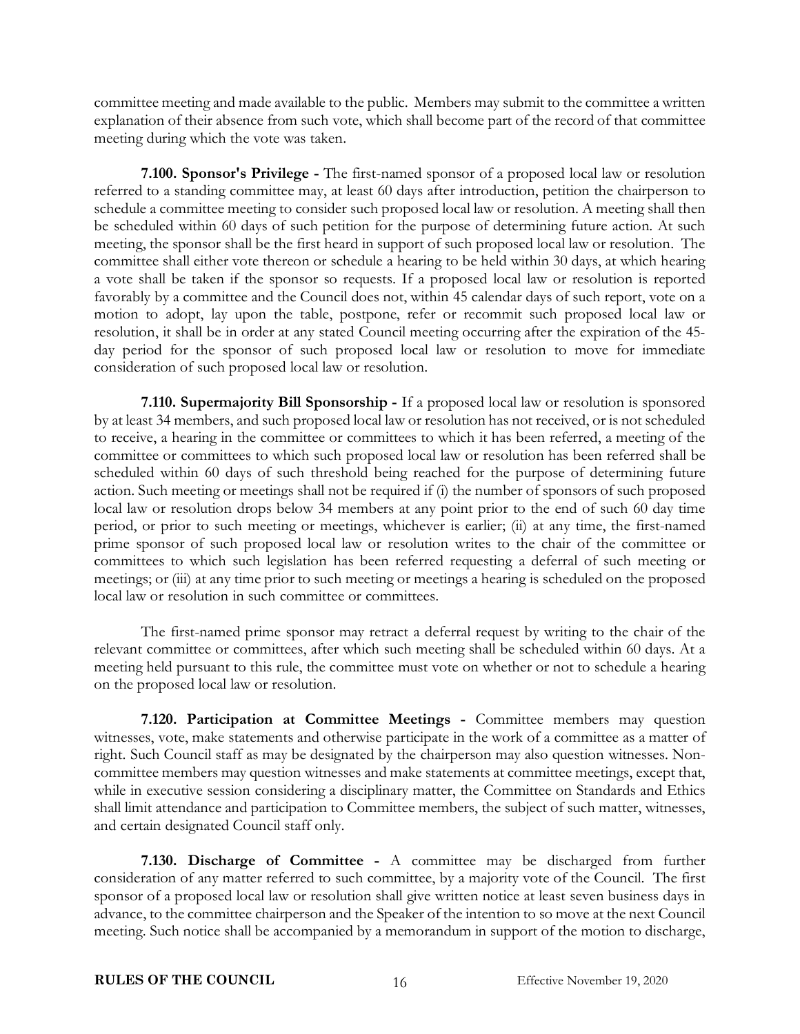committee meeting and made available to the public. Members may submit to the committee a written explanation of their absence from such vote, which shall become part of the record of that committee meeting during which the vote was taken.

**7.100. Sponsor's Privilege -** The first-named sponsor of a proposed local law or resolution referred to a standing committee may, at least 60 days after introduction, petition the chairperson to schedule a committee meeting to consider such proposed local law or resolution. A meeting shall then be scheduled within 60 days of such petition for the purpose of determining future action. At such meeting, the sponsor shall be the first heard in support of such proposed local law or resolution. The committee shall either vote thereon or schedule a hearing to be held within 30 days, at which hearing a vote shall be taken if the sponsor so requests. If a proposed local law or resolution is reported favorably by a committee and the Council does not, within 45 calendar days of such report, vote on a motion to adopt, lay upon the table, postpone, refer or recommit such proposed local law or resolution, it shall be in order at any stated Council meeting occurring after the expiration of the 45-day period for the sponsor of such proposed local law or resolution to move for immediate consideration of such proposed local law or resolution.

**7.110. Supermajority Bill Sponsorship -** If a proposed local law or resolution is sponsored by at least 34 members, and such proposed local law or resolution has not received, or is not scheduled to receive, a hearing in the committee or committees to which it has been referred, a meeting of the committee or committees to which such proposed local law or resolution has been referred shall be scheduled within 60 days of such threshold being reached for the purpose of determining future action. Such meeting or meetings shall not be required if (i) the number of sponsors of such proposed local law or resolution drops below 34 members at any point prior to the end of such 60 day time period, or prior to such meeting or meetings, whichever is earlier; (ii) at any time, the first-named prime sponsor of such proposed local law or resolution writes to the chair of the committee or committees to which such legislation has been referred requesting a deferral of such meeting or meetings; or (iii) at any time prior to such meeting or meetings a hearing is scheduled on the proposed local law or resolution in such committee or committees.

The first-named prime sponsor may retract a deferral request by writing to the chair of the relevant committee or committees, after which such meeting shall be scheduled within 60 days. At a meeting held pursuant to this rule, the committee must vote on whether or not to schedule a hearing on the proposed local law or resolution.

**7.120. Participation at Committee Meetings -** Committee members may question witnesses, vote, make statements and otherwise participate in the work of a committee as a matter of right. Such Council staff as may be designated by the chairperson may also question witnesses. Non-committee members may question witnesses and make statements at committee meetings, except that, while in executive session considering a disciplinary matter, the Committee on Standards and Ethics shall limit attendance and participation to Committee members, the subject of such matter, witnesses, and certain designated Council staff only.

**7.130. Discharge of Committee -** A committee may be discharged from further consideration of any matter referred to such committee, by a majority vote of the Council. The first sponsor of a proposed local law or resolution shall give written notice at least seven business days in advance, to the committee chairperson and the Speaker of the intention to so move at the next Council meeting. Such notice shall be accompanied by a memorandum in support of the motion to discharge,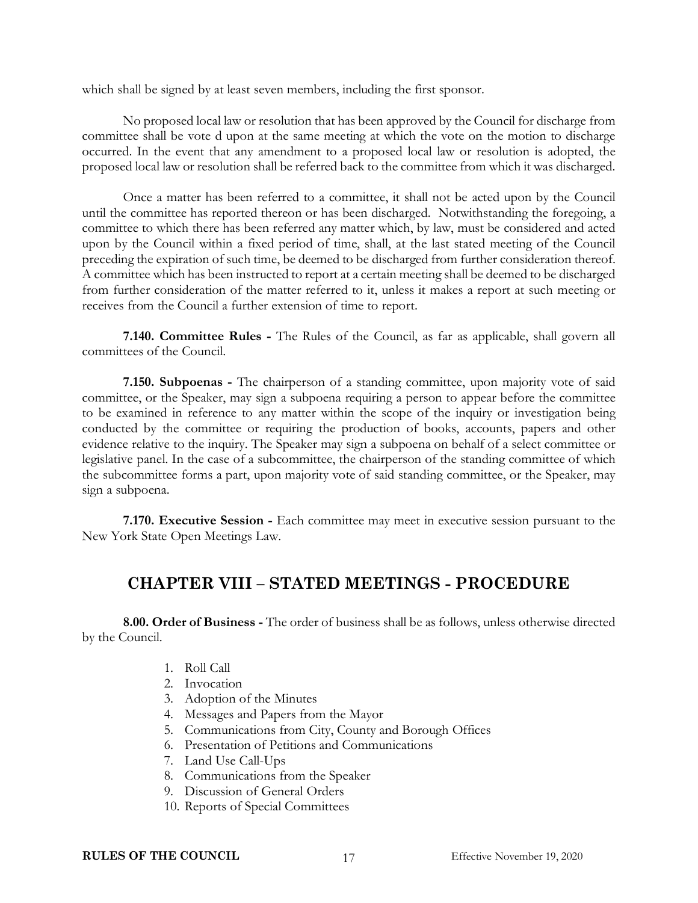which shall be signed by at least seven members, including the first sponsor.

No proposed local law or resolution that has been approved by the Council for discharge from committee shall be vote d upon at the same meeting at which the vote on the motion to discharge occurred. In the event that any amendment to a proposed local law or resolution is adopted, the proposed local law or resolution shall be referred back to the committee from which it was discharged.

Once a matter has been referred to a committee, it shall not be acted upon by the Council until the committee has reported thereon or has been discharged. Notwithstanding the foregoing, a committee to which there has been referred any matter which, by law, must be considered and acted upon by the Council within a fixed period of time, shall, at the last stated meeting of the Council preceding the expiration of such time, be deemed to be discharged from further consideration thereof. A committee which has been instructed to report at a certain meeting shall be deemed to be discharged from further consideration of the matter referred to it, unless it makes a report at such meeting or receives from the Council a further extension of time to report.

**7.140. Committee Rules -** The Rules of the Council, as far as applicable, shall govern all committees of the Council.

**7.150. Subpoenas -** The chairperson of a standing committee, upon majority vote of said committee, or the Speaker, may sign a subpoena requiring a person to appear before the committee to be examined in reference to any matter within the scope of the inquiry or investigation being conducted by the committee or requiring the production of books, accounts, papers and other evidence relative to the inquiry. The Speaker may sign a subpoena on behalf of a select committee or legislative panel. In the case of a subcommittee, the chairperson of the standing committee of which the subcommittee forms a part, upon majority vote of said standing committee, or the Speaker, may sign a subpoena.

**7.170. Executive Session -** Each committee may meet in executive session pursuant to the New York State Open Meetings Law.

## CHAPTER VIII – STATED MEETINGS - PROCEDURE

**8.00. Order of Business -** The order of business shall be as follows, unless otherwise directed by the Council.

1. Roll Call
2. Invocation
3. Adoption of the Minutes
4. Messages and Papers from the Mayor
5. Communications from City, County and Borough Offices
6. Presentation of Petitions and Communications
7. Land Use Call-Ups
8. Communications from the Speaker
9. Discussion of General Orders
10. Reports of Special Committees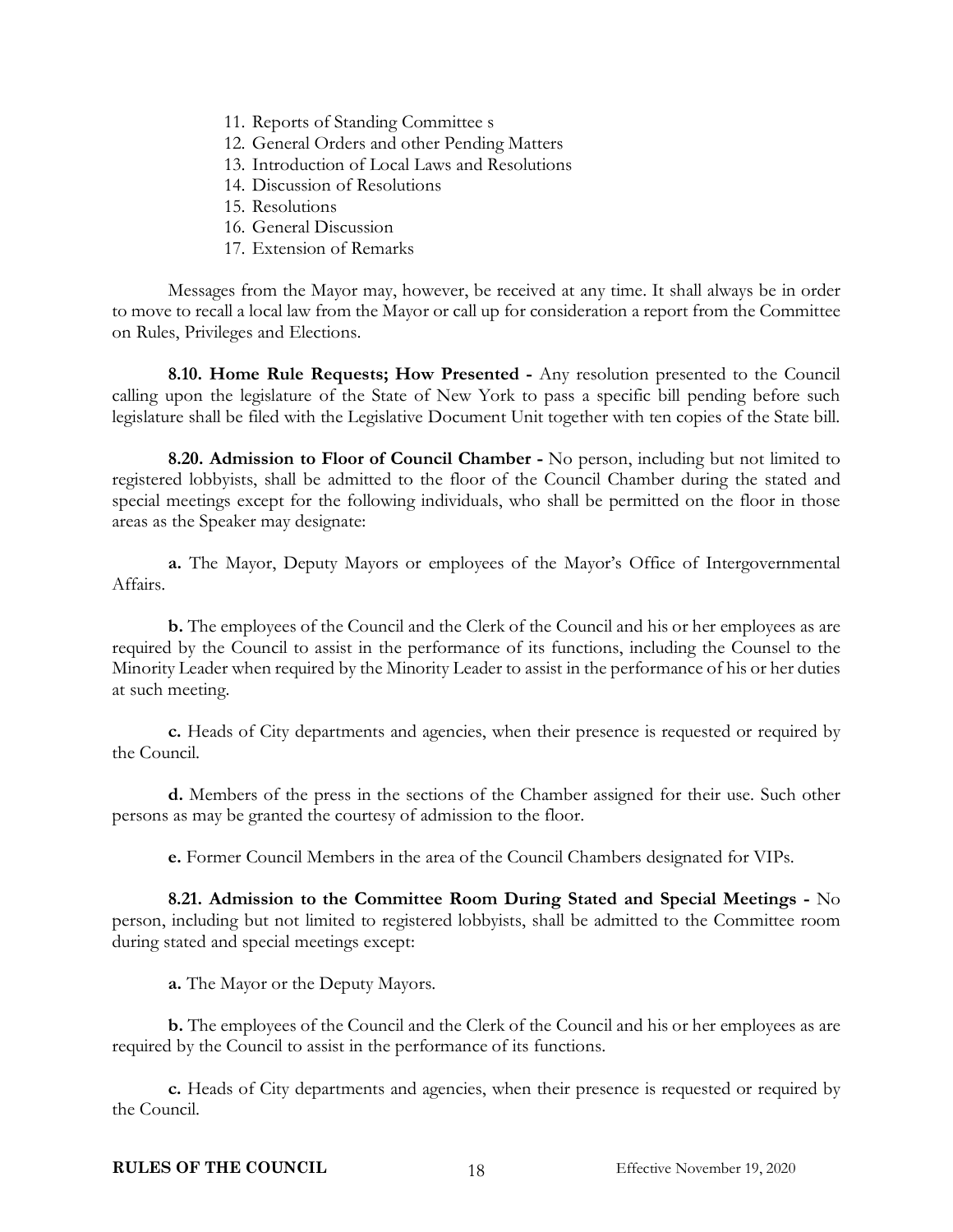11. Reports of Standing Committee s
12. General Orders and other Pending Matters
13. Introduction of Local Laws and Resolutions
14. Discussion of Resolutions
15. Resolutions
16. General Discussion
17. Extension of Remarks

Messages from the Mayor may, however, be received at any time. It shall always be in order to move to recall a local law from the Mayor or call up for consideration a report from the Committee on Rules, Privileges and Elections.

**8.10. Home Rule Requests; How Presented -** Any resolution presented to the Council calling upon the legislature of the State of New York to pass a specific bill pending before such legislature shall be filed with the Legislative Document Unit together with ten copies of the State bill.

**8.20. Admission to Floor of Council Chamber -** No person, including but not limited to registered lobbyists, shall be admitted to the floor of the Council Chamber during the stated and special meetings except for the following individuals, who shall be permitted on the floor in those areas as the Speaker may designate:

**a.** The Mayor, Deputy Mayors or employees of the Mayor's Office of Intergovernmental Affairs.

**b.** The employees of the Council and the Clerk of the Council and his or her employees as are required by the Council to assist in the performance of its functions, including the Counsel to the Minority Leader when required by the Minority Leader to assist in the performance of his or her duties at such meeting.

**c.** Heads of City departments and agencies, when their presence is requested or required by the Council.

**d.** Members of the press in the sections of the Chamber assigned for their use. Such other persons as may be granted the courtesy of admission to the floor.

**e.** Former Council Members in the area of the Council Chambers designated for VIPs.

**8.21. Admission to the Committee Room During Stated and Special Meetings -** No person, including but not limited to registered lobbyists, shall be admitted to the Committee room during stated and special meetings except:

**a.** The Mayor or the Deputy Mayors.

**b.** The employees of the Council and the Clerk of the Council and his or her employees as are required by the Council to assist in the performance of its functions.

**c.** Heads of City departments and agencies, when their presence is requested or required by the Council.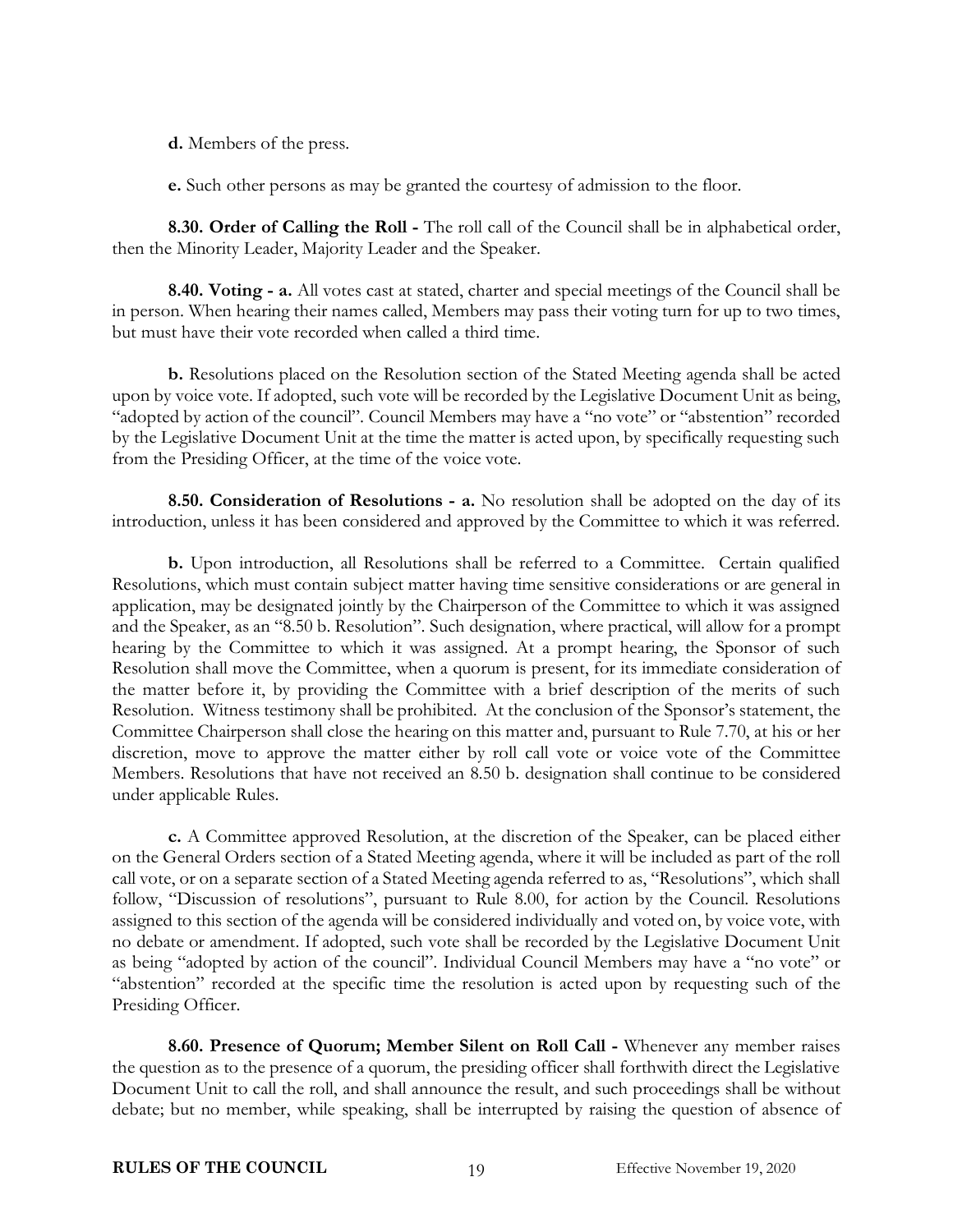**d.** Members of the press.

**e.** Such other persons as may be granted the courtesy of admission to the floor.

**8.30. Order of Calling the Roll -** The roll call of the Council shall be in alphabetical order, then the Minority Leader, Majority Leader and the Speaker.

**8.40. Voting - a.** All votes cast at stated, charter and special meetings of the Council shall be in person. When hearing their names called, Members may pass their voting turn for up to two times, but must have their vote recorded when called a third time.

**b.** Resolutions placed on the Resolution section of the Stated Meeting agenda shall be acted upon by voice vote. If adopted, such vote will be recorded by the Legislative Document Unit as being, "adopted by action of the council". Council Members may have a "no vote" or "abstention" recorded by the Legislative Document Unit at the time the matter is acted upon, by specifically requesting such from the Presiding Officer, at the time of the voice vote.

**8.50. Consideration of Resolutions - a.** No resolution shall be adopted on the day of its introduction, unless it has been considered and approved by the Committee to which it was referred.

**b.** Upon introduction, all Resolutions shall be referred to a Committee. Certain qualified Resolutions, which must contain subject matter having time sensitive considerations or are general in application, may be designated jointly by the Chairperson of the Committee to which it was assigned and the Speaker, as an "8.50 b. Resolution". Such designation, where practical, will allow for a prompt hearing by the Committee to which it was assigned. At a prompt hearing, the Sponsor of such Resolution shall move the Committee, when a quorum is present, for its immediate consideration of the matter before it, by providing the Committee with a brief description of the merits of such Resolution. Witness testimony shall be prohibited. At the conclusion of the Sponsor's statement, the Committee Chairperson shall close the hearing on this matter and, pursuant to Rule 7.70, at his or her discretion, move to approve the matter either by roll call vote or voice vote of the Committee Members. Resolutions that have not received an 8.50 b. designation shall continue to be considered under applicable Rules.

**c.** A Committee approved Resolution, at the discretion of the Speaker, can be placed either on the General Orders section of a Stated Meeting agenda, where it will be included as part of the roll call vote, or on a separate section of a Stated Meeting agenda referred to as, "Resolutions", which shall follow, "Discussion of resolutions", pursuant to Rule 8.00, for action by the Council. Resolutions assigned to this section of the agenda will be considered individually and voted on, by voice vote, with no debate or amendment. If adopted, such vote shall be recorded by the Legislative Document Unit as being "adopted by action of the council". Individual Council Members may have a "no vote" or "abstention" recorded at the specific time the resolution is acted upon by requesting such of the Presiding Officer.

**8.60. Presence of Quorum; Member Silent on Roll Call -** Whenever any member raises the question as to the presence of a quorum, the presiding officer shall forthwith direct the Legislative Document Unit to call the roll, and shall announce the result, and such proceedings shall be without debate; but no member, while speaking, shall be interrupted by raising the question of absence of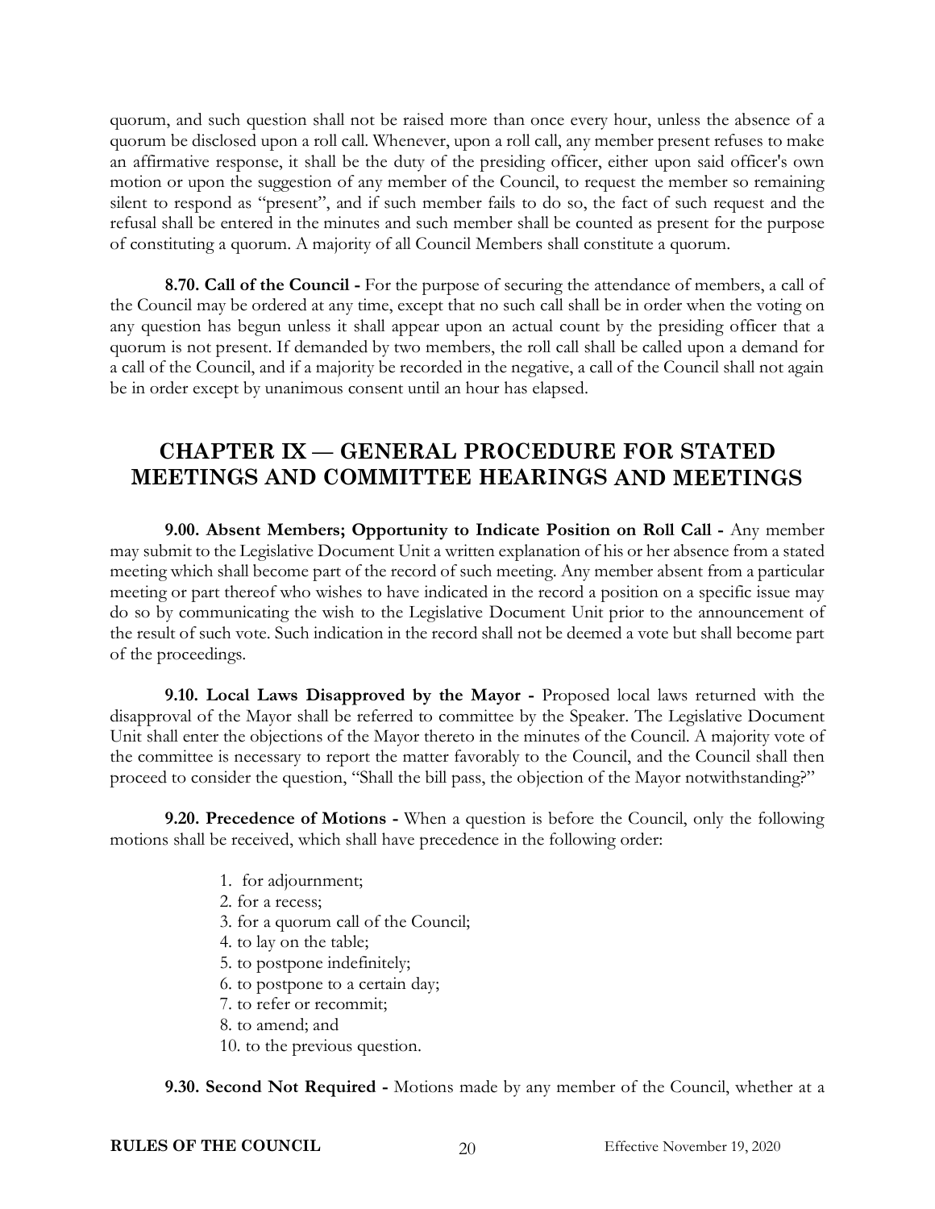quorum, and such question shall not be raised more than once every hour, unless the absence of a quorum be disclosed upon a roll call. Whenever, upon a roll call, any member present refuses to make an affirmative response, it shall be the duty of the presiding officer, either upon said officer's own motion or upon the suggestion of any member of the Council, to request the member so remaining silent to respond as "present", and if such member fails to do so, the fact of such request and the refusal shall be entered in the minutes and such member shall be counted as present for the purpose of constituting a quorum. A majority of all Council Members shall constitute a quorum.

**8.70. Call of the Council -** For the purpose of securing the attendance of members, a call of the Council may be ordered at any time, except that no such call shall be in order when the voting on any question has begun unless it shall appear upon an actual count by the presiding officer that a quorum is not present. If demanded by two members, the roll call shall be called upon a demand for a call of the Council, and if a majority be recorded in the negative, a call of the Council shall not again be in order except by unanimous consent until an hour has elapsed.

## CHAPTER IX — GENERAL PROCEDURE FOR STATED MEETINGS AND COMMITTEE HEARINGS AND MEETINGS

**9.00. Absent Members; Opportunity to Indicate Position on Roll Call -** Any member may submit to the Legislative Document Unit a written explanation of his or her absence from a stated meeting which shall become part of the record of such meeting. Any member absent from a particular meeting or part thereof who wishes to have indicated in the record a position on a specific issue may do so by communicating the wish to the Legislative Document Unit prior to the announcement of the result of such vote. Such indication in the record shall not be deemed a vote but shall become part of the proceedings.

**9.10. Local Laws Disapproved by the Mayor -** Proposed local laws returned with the disapproval of the Mayor shall be referred to committee by the Speaker. The Legislative Document Unit shall enter the objections of the Mayor thereto in the minutes of the Council. A majority vote of the committee is necessary to report the matter favorably to the Council, and the Council shall then proceed to consider the question, "Shall the bill pass, the objection of the Mayor notwithstanding?"

**9.20. Precedence of Motions -** When a question is before the Council, only the following motions shall be received, which shall have precedence in the following order:

1. for adjournment;
2. for a recess;
3. for a quorum call of the Council;
4. to lay on the table;
5. to postpone indefinitely;
6. to postpone to a certain day;
7. to refer or recommit;
8. to amend; and

10. to the previous question.

**9.30. Second Not Required -** Motions made by any member of the Council, whether at a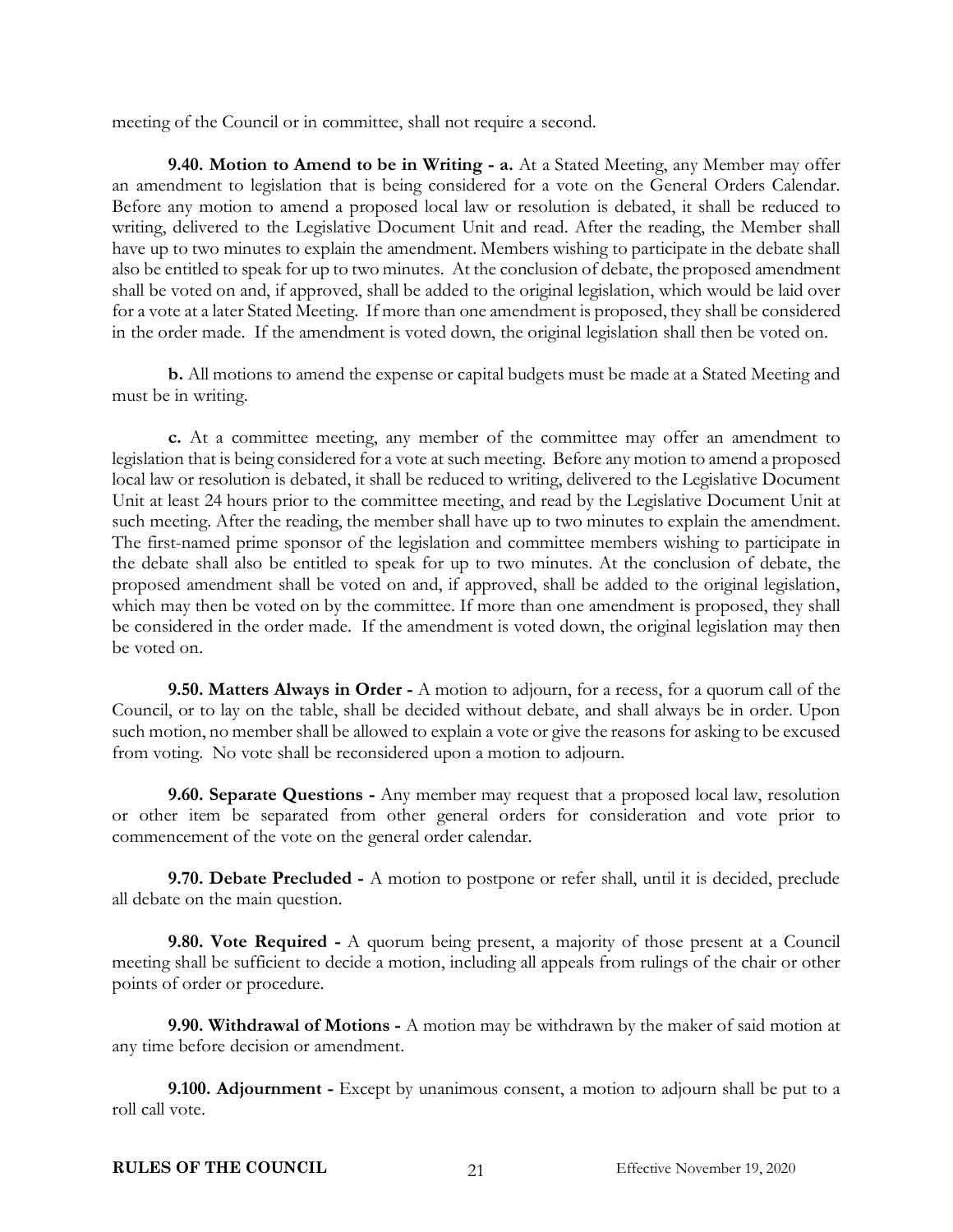meeting of the Council or in committee, shall not require a second.

**9.40. Motion to Amend to be in Writing - a.** At a Stated Meeting, any Member may offer an amendment to legislation that is being considered for a vote on the General Orders Calendar. Before any motion to amend a proposed local law or resolution is debated, it shall be reduced to writing, delivered to the Legislative Document Unit and read. After the reading, the Member shall have up to two minutes to explain the amendment. Members wishing to participate in the debate shall also be entitled to speak for up to two minutes. At the conclusion of debate, the proposed amendment shall be voted on and, if approved, shall be added to the original legislation, which would be laid over for a vote at a later Stated Meeting. If more than one amendment is proposed, they shall be considered in the order made. If the amendment is voted down, the original legislation shall then be voted on.

**b.** All motions to amend the expense or capital budgets must be made at a Stated Meeting and must be in writing.

**c.** At a committee meeting, any member of the committee may offer an amendment to legislation that is being considered for a vote at such meeting. Before any motion to amend a proposed local law or resolution is debated, it shall be reduced to writing, delivered to the Legislative Document Unit at least 24 hours prior to the committee meeting, and read by the Legislative Document Unit at such meeting. After the reading, the member shall have up to two minutes to explain the amendment. The first-named prime sponsor of the legislation and committee members wishing to participate in the debate shall also be entitled to speak for up to two minutes. At the conclusion of debate, the proposed amendment shall be voted on and, if approved, shall be added to the original legislation, which may then be voted on by the committee. If more than one amendment is proposed, they shall be considered in the order made. If the amendment is voted down, the original legislation may then be voted on.

**9.50. Matters Always in Order -** A motion to adjourn, for a recess, for a quorum call of the Council, or to lay on the table, shall be decided without debate, and shall always be in order. Upon such motion, no member shall be allowed to explain a vote or give the reasons for asking to be excused from voting. No vote shall be reconsidered upon a motion to adjourn.

**9.60. Separate Questions -** Any member may request that a proposed local law, resolution or other item be separated from other general orders for consideration and vote prior to commencement of the vote on the general order calendar.

**9.70. Debate Precluded -** A motion to postpone or refer shall, until it is decided, preclude all debate on the main question.

**9.80. Vote Required -** A quorum being present, a majority of those present at a Council meeting shall be sufficient to decide a motion, including all appeals from rulings of the chair or other points of order or procedure.

**9.90. Withdrawal of Motions -** A motion may be withdrawn by the maker of said motion at any time before decision or amendment.

**9.100. Adjournment -** Except by unanimous consent, a motion to adjourn shall be put to a roll call vote.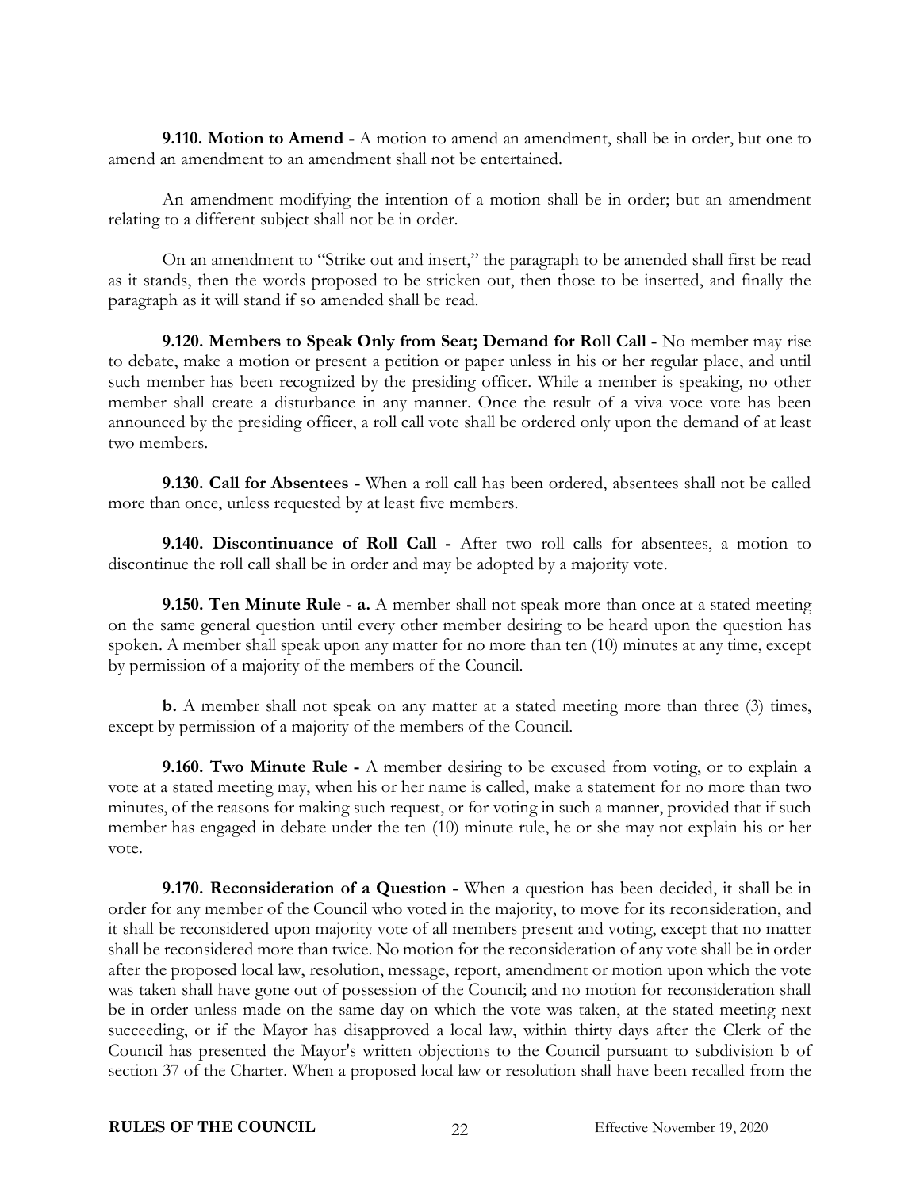**9.110. Motion to Amend -** A motion to amend an amendment, shall be in order, but one to amend an amendment to an amendment shall not be entertained.

An amendment modifying the intention of a motion shall be in order; but an amendment relating to a different subject shall not be in order.

On an amendment to "Strike out and insert," the paragraph to be amended shall first be read as it stands, then the words proposed to be stricken out, then those to be inserted, and finally the paragraph as it will stand if so amended shall be read.

**9.120. Members to Speak Only from Seat; Demand for Roll Call -** No member may rise to debate, make a motion or present a petition or paper unless in his or her regular place, and until such member has been recognized by the presiding officer. While a member is speaking, no other member shall create a disturbance in any manner. Once the result of a viva voce vote has been announced by the presiding officer, a roll call vote shall be ordered only upon the demand of at least two members.

**9.130. Call for Absentees -** When a roll call has been ordered, absentees shall not be called more than once, unless requested by at least five members.

**9.140. Discontinuance of Roll Call -** After two roll calls for absentees, a motion to discontinue the roll call shall be in order and may be adopted by a majority vote.

**9.150. Ten Minute Rule - a.** A member shall not speak more than once at a stated meeting on the same general question until every other member desiring to be heard upon the question has spoken. A member shall speak upon any matter for no more than ten (10) minutes at any time, except by permission of a majority of the members of the Council.

**b.** A member shall not speak on any matter at a stated meeting more than three (3) times, except by permission of a majority of the members of the Council.

**9.160. Two Minute Rule -** A member desiring to be excused from voting, or to explain a vote at a stated meeting may, when his or her name is called, make a statement for no more than two minutes, of the reasons for making such request, or for voting in such a manner, provided that if such member has engaged in debate under the ten (10) minute rule, he or she may not explain his or her vote.

**9.170. Reconsideration of a Question -** When a question has been decided, it shall be in order for any member of the Council who voted in the majority, to move for its reconsideration, and it shall be reconsidered upon majority vote of all members present and voting, except that no matter shall be reconsidered more than twice. No motion for the reconsideration of any vote shall be in order after the proposed local law, resolution, message, report, amendment or motion upon which the vote was taken shall have gone out of possession of the Council; and no motion for reconsideration shall be in order unless made on the same day on which the vote was taken, at the stated meeting next succeeding, or if the Mayor has disapproved a local law, within thirty days after the Clerk of the Council has presented the Mayor's written objections to the Council pursuant to subdivision b of section 37 of the Charter. When a proposed local law or resolution shall have been recalled from the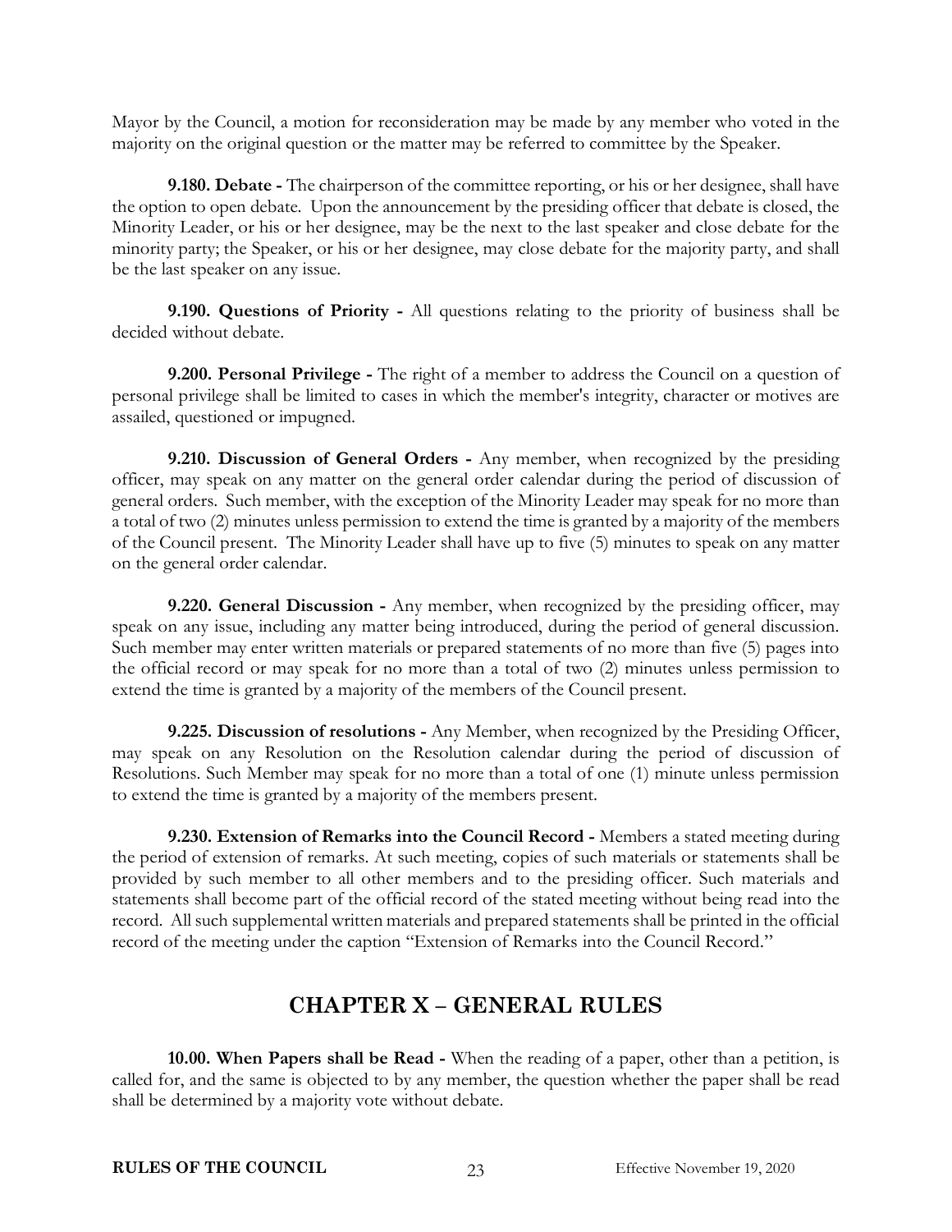Mayor by the Council, a motion for reconsideration may be made by any member who voted in the majority on the original question or the matter may be referred to committee by the Speaker.

**9.180. Debate -** The chairperson of the committee reporting, or his or her designee, shall have the option to open debate. Upon the announcement by the presiding officer that debate is closed, the Minority Leader, or his or her designee, may be the next to the last speaker and close debate for the minority party; the Speaker, or his or her designee, may close debate for the majority party, and shall be the last speaker on any issue.

**9.190. Questions of Priority -** All questions relating to the priority of business shall be decided without debate.

**9.200. Personal Privilege -** The right of a member to address the Council on a question of personal privilege shall be limited to cases in which the member's integrity, character or motives are assailed, questioned or impugned.

**9.210. Discussion of General Orders -** Any member, when recognized by the presiding officer, may speak on any matter on the general order calendar during the period of discussion of general orders. Such member, with the exception of the Minority Leader may speak for no more than a total of two (2) minutes unless permission to extend the time is granted by a majority of the members of the Council present. The Minority Leader shall have up to five (5) minutes to speak on any matter on the general order calendar.

**9.220. General Discussion -** Any member, when recognized by the presiding officer, may speak on any issue, including any matter being introduced, during the period of general discussion. Such member may enter written materials or prepared statements of no more than five (5) pages into the official record or may speak for no more than a total of two (2) minutes unless permission to extend the time is granted by a majority of the members of the Council present.

**9.225. Discussion of resolutions -** Any Member, when recognized by the Presiding Officer, may speak on any Resolution on the Resolution calendar during the period of discussion of Resolutions. Such Member may speak for no more than a total of one (1) minute unless permission to extend the time is granted by a majority of the members present.

**9.230. Extension of Remarks into the Council Record -** Members a stated meeting during the period of extension of remarks. At such meeting, copies of such materials or statements shall be provided by such member to all other members and to the presiding officer. Such materials and statements shall become part of the official record of the stated meeting without being read into the record. All such supplemental written materials and prepared statements shall be printed in the official record of the meeting under the caption "Extension of Remarks into the Council Record."

## CHAPTER X – GENERAL RULES

**10.00. When Papers shall be Read -** When the reading of a paper, other than a petition, is called for, and the same is objected to by any member, the question whether the paper shall be read shall be determined by a majority vote without debate.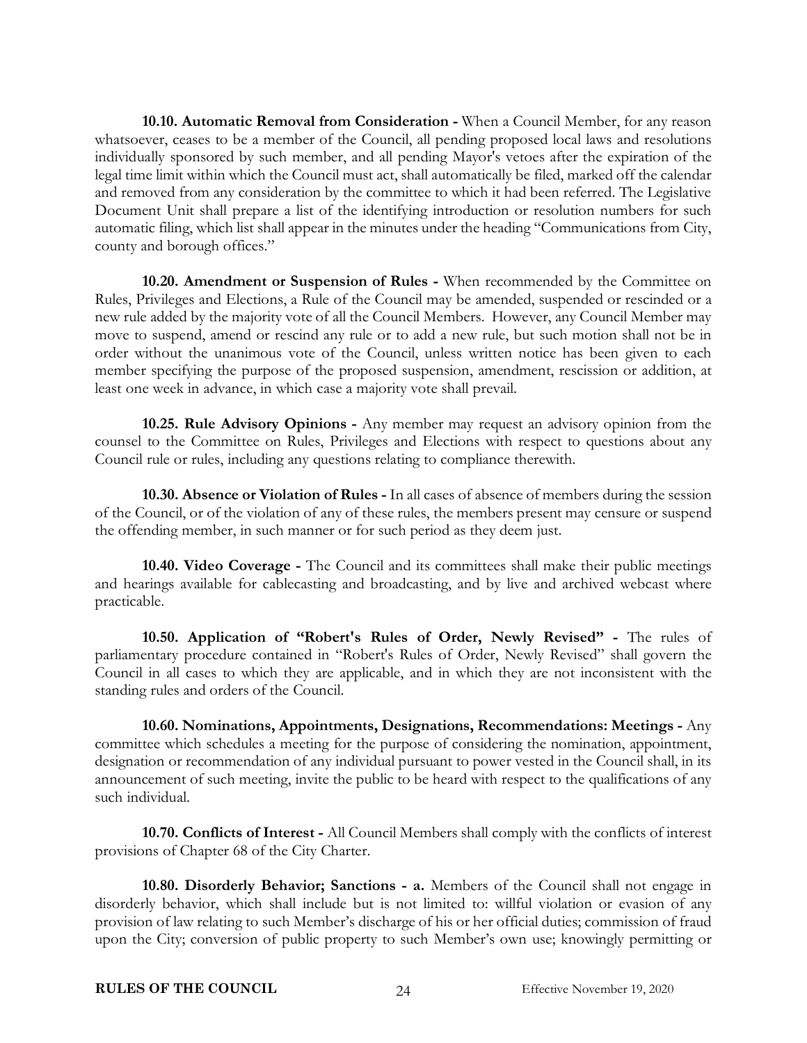**10.10. Automatic Removal from Consideration -** When a Council Member, for any reason whatsoever, ceases to be a member of the Council, all pending proposed local laws and resolutions individually sponsored by such member, and all pending Mayor's vetoes after the expiration of the legal time limit within which the Council must act, shall automatically be filed, marked off the calendar and removed from any consideration by the committee to which it had been referred. The Legislative Document Unit shall prepare a list of the identifying introduction or resolution numbers for such automatic filing, which list shall appear in the minutes under the heading "Communications from City, county and borough offices."

**10.20. Amendment or Suspension of Rules -** When recommended by the Committee on Rules, Privileges and Elections, a Rule of the Council may be amended, suspended or rescinded or a new rule added by the majority vote of all the Council Members. However, any Council Member may move to suspend, amend or rescind any rule or to add a new rule, but such motion shall not be in order without the unanimous vote of the Council, unless written notice has been given to each member specifying the purpose of the proposed suspension, amendment, rescission or addition, at least one week in advance, in which case a majority vote shall prevail.

**10.25. Rule Advisory Opinions -** Any member may request an advisory opinion from the counsel to the Committee on Rules, Privileges and Elections with respect to questions about any Council rule or rules, including any questions relating to compliance therewith.

**10.30. Absence or Violation of Rules -** In all cases of absence of members during the session of the Council, or of the violation of any of these rules, the members present may censure or suspend the offending member, in such manner or for such period as they deem just.

**10.40. Video Coverage -** The Council and its committees shall make their public meetings and hearings available for cablecasting and broadcasting, and by live and archived webcast where practicable.

**10.50. Application of "Robert's Rules of Order, Newly Revised" -** The rules of parliamentary procedure contained in "Robert's Rules of Order, Newly Revised" shall govern the Council in all cases to which they are applicable, and in which they are not inconsistent with the standing rules and orders of the Council.

**10.60. Nominations, Appointments, Designations, Recommendations: Meetings -** Any committee which schedules a meeting for the purpose of considering the nomination, appointment, designation or recommendation of any individual pursuant to power vested in the Council shall, in its announcement of such meeting, invite the public to be heard with respect to the qualifications of any such individual.

**10.70. Conflicts of Interest -** All Council Members shall comply with the conflicts of interest provisions of Chapter 68 of the City Charter.

**10.80. Disorderly Behavior; Sanctions - a.** Members of the Council shall not engage in disorderly behavior, which shall include but is not limited to: willful violation or evasion of any provision of law relating to such Member's discharge of his or her official duties; commission of fraud upon the City; conversion of public property to such Member's own use; knowingly permitting or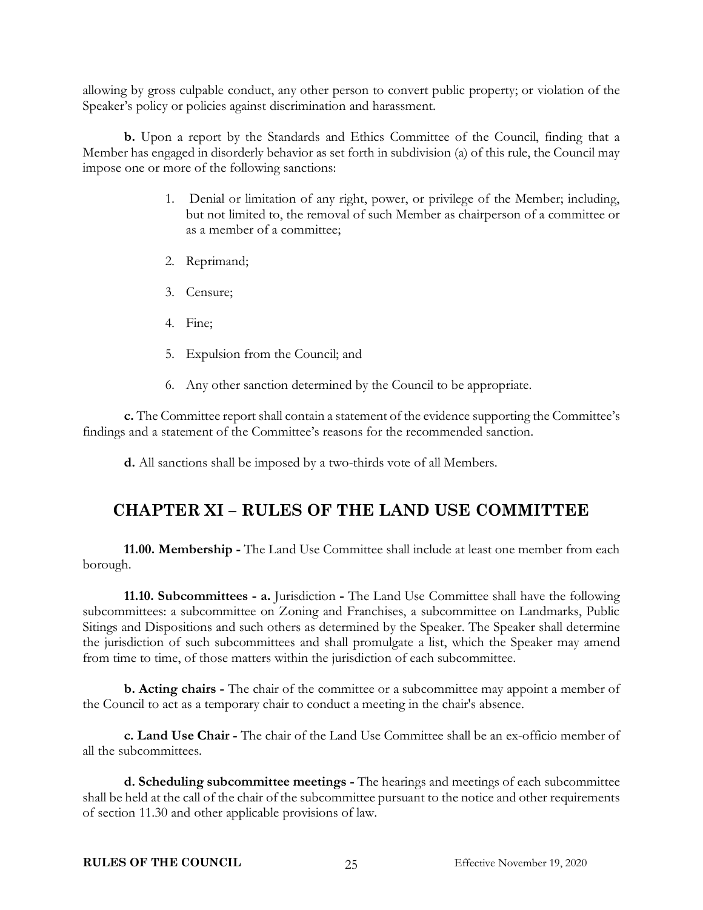allowing by gross culpable conduct, any other person to convert public property; or violation of the Speaker's policy or policies against discrimination and harassment.

**b.** Upon a report by the Standards and Ethics Committee of the Council, finding that a Member has engaged in disorderly behavior as set forth in subdivision (a) of this rule, the Council may impose one or more of the following sanctions:

1. Denial or limitation of any right, power, or privilege of the Member; including, but not limited to, the removal of such Member as chairperson of a committee or as a member of a committee;
2. Reprimand;
3. Censure;
4. Fine;
5. Expulsion from the Council; and
6. Any other sanction determined by the Council to be appropriate.

**c.** The Committee report shall contain a statement of the evidence supporting the Committee's findings and a statement of the Committee's reasons for the recommended sanction.

**d.** All sanctions shall be imposed by a two-thirds vote of all Members.

## CHAPTER XI – RULES OF THE LAND USE COMMITTEE

**11.00. Membership -** The Land Use Committee shall include at least one member from each borough.

**11.10. Subcommittees - a.** Jurisdiction **-** The Land Use Committee shall have the following subcommittees: a subcommittee on Zoning and Franchises, a subcommittee on Landmarks, Public Sitings and Dispositions and such others as determined by the Speaker. The Speaker shall determine the jurisdiction of such subcommittees and shall promulgate a list, which the Speaker may amend from time to time, of those matters within the jurisdiction of each subcommittee.

**b. Acting chairs -** The chair of the committee or a subcommittee may appoint a member of the Council to act as a temporary chair to conduct a meeting in the chair's absence.

**c. Land Use Chair -** The chair of the Land Use Committee shall be an ex-officio member of all the subcommittees.

**d. Scheduling subcommittee meetings -** The hearings and meetings of each subcommittee shall be held at the call of the chair of the subcommittee pursuant to the notice and other requirements of section 11.30 and other applicable provisions of law.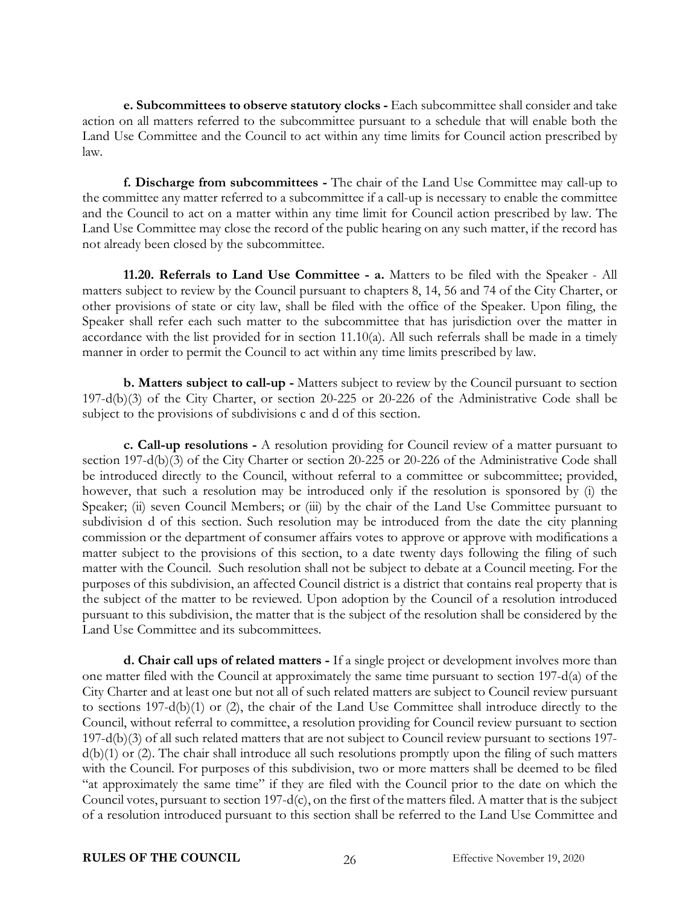**e. Subcommittees to observe statutory clocks -** Each subcommittee shall consider and take action on all matters referred to the subcommittee pursuant to a schedule that will enable both the Land Use Committee and the Council to act within any time limits for Council action prescribed by law.

**f. Discharge from subcommittees -** The chair of the Land Use Committee may call-up to the committee any matter referred to a subcommittee if a call-up is necessary to enable the committee and the Council to act on a matter within any time limit for Council action prescribed by law. The Land Use Committee may close the record of the public hearing on any such matter, if the record has not already been closed by the subcommittee.

**11.20. Referrals to Land Use Committee - a.** Matters to be filed with the Speaker - All matters subject to review by the Council pursuant to chapters 8, 14, 56 and 74 of the City Charter, or other provisions of state or city law, shall be filed with the office of the Speaker. Upon filing, the Speaker shall refer each such matter to the subcommittee that has jurisdiction over the matter in accordance with the list provided for in section 11.10(a). All such referrals shall be made in a timely manner in order to permit the Council to act within any time limits prescribed by law.

**b. Matters subject to call-up -** Matters subject to review by the Council pursuant to section 197-d(b)(3) of the City Charter, or section 20-225 or 20-226 of the Administrative Code shall be subject to the provisions of subdivisions c and d of this section.

**c. Call-up resolutions -** A resolution providing for Council review of a matter pursuant to section 197-d(b)(3) of the City Charter or section 20-225 or 20-226 of the Administrative Code shall be introduced directly to the Council, without referral to a committee or subcommittee; provided, however, that such a resolution may be introduced only if the resolution is sponsored by (i) the Speaker; (ii) seven Council Members; or (iii) by the chair of the Land Use Committee pursuant to subdivision d of this section. Such resolution may be introduced from the date the city planning commission or the department of consumer affairs votes to approve or approve with modifications a matter subject to the provisions of this section, to a date twenty days following the filing of such matter with the Council. Such resolution shall not be subject to debate at a Council meeting. For the purposes of this subdivision, an affected Council district is a district that contains real property that is the subject of the matter to be reviewed. Upon adoption by the Council of a resolution introduced pursuant to this subdivision, the matter that is the subject of the resolution shall be considered by the Land Use Committee and its subcommittees.

**d. Chair call ups of related matters -** If a single project or development involves more than one matter filed with the Council at approximately the same time pursuant to section 197-d(a) of the City Charter and at least one but not all of such related matters are subject to Council review pursuant to sections 197-d(b)(1) or (2), the chair of the Land Use Committee shall introduce directly to the Council, without referral to committee, a resolution providing for Council review pursuant to section 197-d(b)(3) of all such related matters that are not subject to Council review pursuant to sections 197-d(b)(1) or (2). The chair shall introduce all such resolutions promptly upon the filing of such matters with the Council. For purposes of this subdivision, two or more matters shall be deemed to be filed "at approximately the same time" if they are filed with the Council prior to the date on which the Council votes, pursuant to section 197-d(c), on the first of the matters filed. A matter that is the subject of a resolution introduced pursuant to this section shall be referred to the Land Use Committee and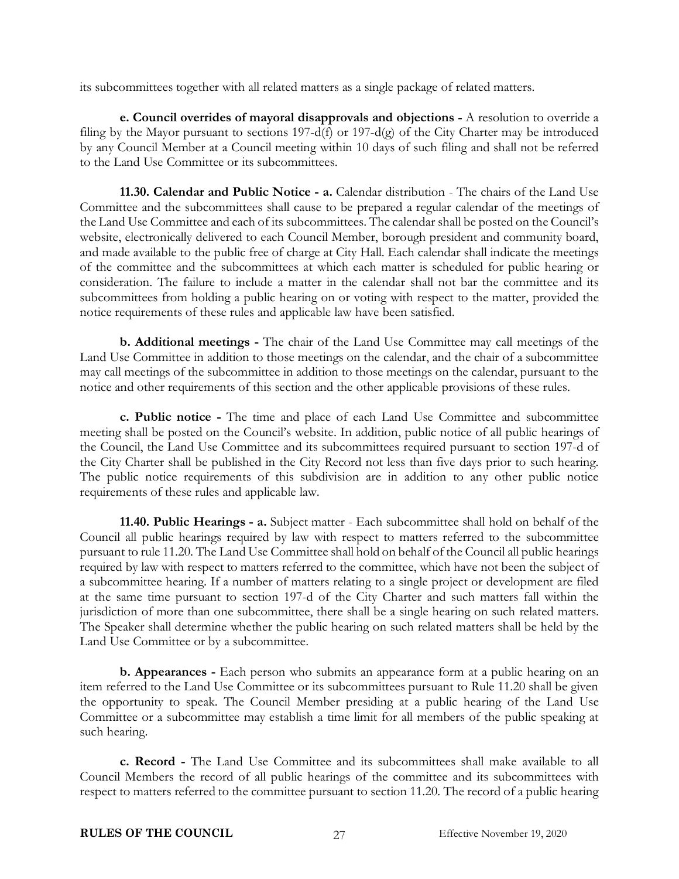its subcommittees together with all related matters as a single package of related matters.

**e. Council overrides of mayoral disapprovals and objections -** A resolution to override a filing by the Mayor pursuant to sections 197-d(f) or 197-d(g) of the City Charter may be introduced by any Council Member at a Council meeting within 10 days of such filing and shall not be referred to the Land Use Committee or its subcommittees.

**11.30. Calendar and Public Notice - a.** Calendar distribution - The chairs of the Land Use Committee and the subcommittees shall cause to be prepared a regular calendar of the meetings of the Land Use Committee and each of its subcommittees. The calendar shall be posted on the Council's website, electronically delivered to each Council Member, borough president and community board, and made available to the public free of charge at City Hall. Each calendar shall indicate the meetings of the committee and the subcommittees at which each matter is scheduled for public hearing or consideration. The failure to include a matter in the calendar shall not bar the committee and its subcommittees from holding a public hearing on or voting with respect to the matter, provided the notice requirements of these rules and applicable law have been satisfied.

**b. Additional meetings -** The chair of the Land Use Committee may call meetings of the Land Use Committee in addition to those meetings on the calendar, and the chair of a subcommittee may call meetings of the subcommittee in addition to those meetings on the calendar, pursuant to the notice and other requirements of this section and the other applicable provisions of these rules.

**c. Public notice -** The time and place of each Land Use Committee and subcommittee meeting shall be posted on the Council's website. In addition, public notice of all public hearings of the Council, the Land Use Committee and its subcommittees required pursuant to section 197-d of the City Charter shall be published in the City Record not less than five days prior to such hearing. The public notice requirements of this subdivision are in addition to any other public notice requirements of these rules and applicable law.

**11.40. Public Hearings - a.** Subject matter - Each subcommittee shall hold on behalf of the Council all public hearings required by law with respect to matters referred to the subcommittee pursuant to rule 11.20. The Land Use Committee shall hold on behalf of the Council all public hearings required by law with respect to matters referred to the committee, which have not been the subject of a subcommittee hearing. If a number of matters relating to a single project or development are filed at the same time pursuant to section 197-d of the City Charter and such matters fall within the jurisdiction of more than one subcommittee, there shall be a single hearing on such related matters. The Speaker shall determine whether the public hearing on such related matters shall be held by the Land Use Committee or by a subcommittee.

**b. Appearances -** Each person who submits an appearance form at a public hearing on an item referred to the Land Use Committee or its subcommittees pursuant to Rule 11.20 shall be given the opportunity to speak. The Council Member presiding at a public hearing of the Land Use Committee or a subcommittee may establish a time limit for all members of the public speaking at such hearing.

**c. Record -** The Land Use Committee and its subcommittees shall make available to all Council Members the record of all public hearings of the committee and its subcommittees with respect to matters referred to the committee pursuant to section 11.20. The record of a public hearing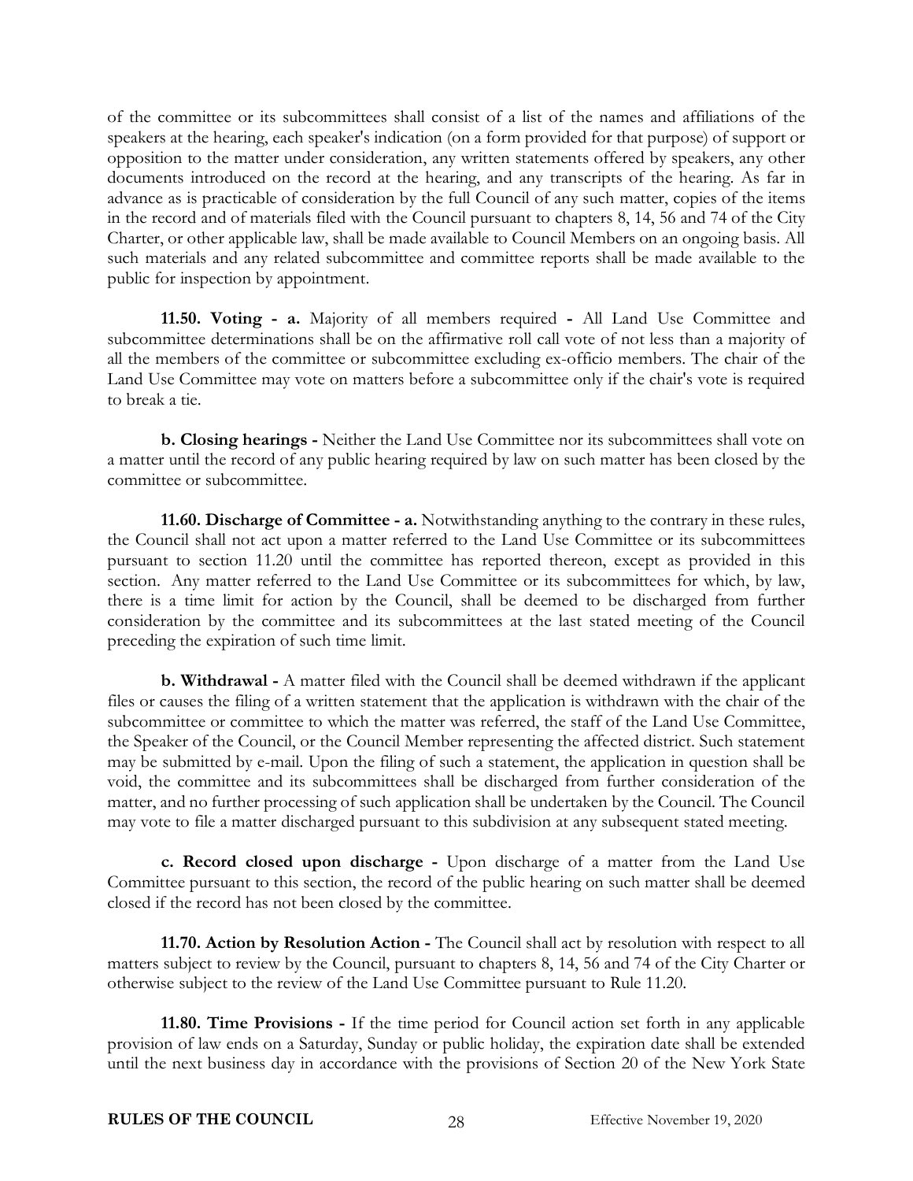of the committee or its subcommittees shall consist of a list of the names and affiliations of the speakers at the hearing, each speaker's indication (on a form provided for that purpose) of support or opposition to the matter under consideration, any written statements offered by speakers, any other documents introduced on the record at the hearing, and any transcripts of the hearing. As far in advance as is practicable of consideration by the full Council of any such matter, copies of the items in the record and of materials filed with the Council pursuant to chapters 8, 14, 56 and 74 of the City Charter, or other applicable law, shall be made available to Council Members on an ongoing basis. All such materials and any related subcommittee and committee reports shall be made available to the public for inspection by appointment.

**11.50. Voting - a.** Majority of all members required **-** All Land Use Committee and subcommittee determinations shall be on the affirmative roll call vote of not less than a majority of all the members of the committee or subcommittee excluding ex-officio members. The chair of the Land Use Committee may vote on matters before a subcommittee only if the chair's vote is required to break a tie.

**b. Closing hearings -** Neither the Land Use Committee nor its subcommittees shall vote on a matter until the record of any public hearing required by law on such matter has been closed by the committee or subcommittee.

**11.60. Discharge of Committee - a.** Notwithstanding anything to the contrary in these rules, the Council shall not act upon a matter referred to the Land Use Committee or its subcommittees pursuant to section 11.20 until the committee has reported thereon, except as provided in this section. Any matter referred to the Land Use Committee or its subcommittees for which, by law, there is a time limit for action by the Council, shall be deemed to be discharged from further consideration by the committee and its subcommittees at the last stated meeting of the Council preceding the expiration of such time limit.

**b. Withdrawal -** A matter filed with the Council shall be deemed withdrawn if the applicant files or causes the filing of a written statement that the application is withdrawn with the chair of the subcommittee or committee to which the matter was referred, the staff of the Land Use Committee, the Speaker of the Council, or the Council Member representing the affected district. Such statement may be submitted by e-mail. Upon the filing of such a statement, the application in question shall be void, the committee and its subcommittees shall be discharged from further consideration of the matter, and no further processing of such application shall be undertaken by the Council. The Council may vote to file a matter discharged pursuant to this subdivision at any subsequent stated meeting.

**c. Record closed upon discharge -** Upon discharge of a matter from the Land Use Committee pursuant to this section, the record of the public hearing on such matter shall be deemed closed if the record has not been closed by the committee.

**11.70. Action by Resolution Action -** The Council shall act by resolution with respect to all matters subject to review by the Council, pursuant to chapters 8, 14, 56 and 74 of the City Charter or otherwise subject to the review of the Land Use Committee pursuant to Rule 11.20.

**11.80. Time Provisions -** If the time period for Council action set forth in any applicable provision of law ends on a Saturday, Sunday or public holiday, the expiration date shall be extended until the next business day in accordance with the provisions of Section 20 of the New York State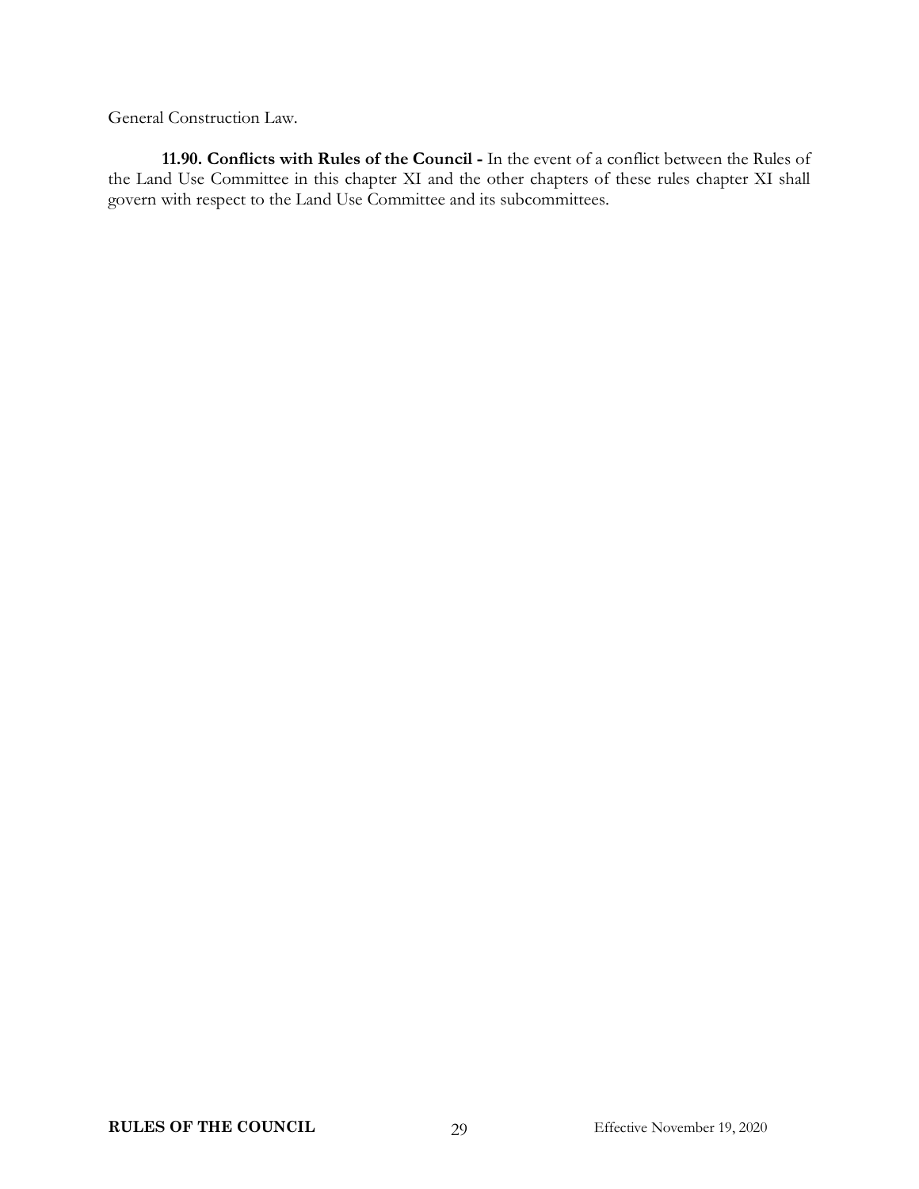General Construction Law.

**11.90. Conflicts with Rules of the Council -** In the event of a conflict between the Rules of the Land Use Committee in this chapter XI and the other chapters of these rules chapter XI shall govern with respect to the Land Use Committee and its subcommittees.